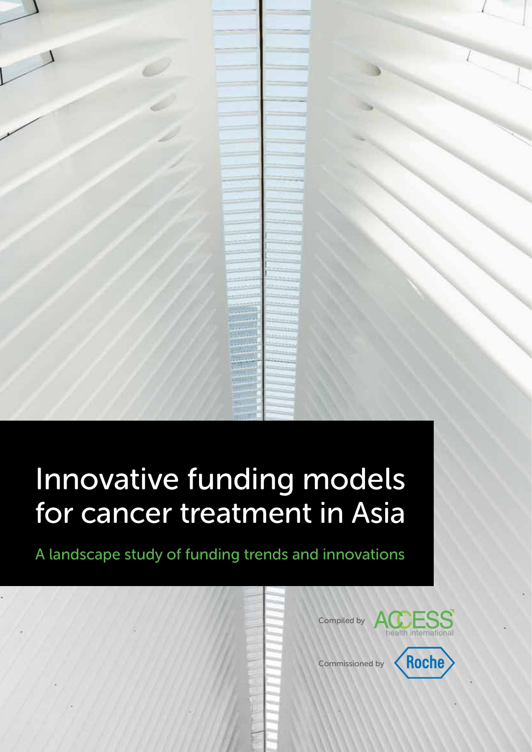# Innovative funding models for cancer treatment in Asia

## A landscape study of funding trends and innovations

Compiled by ACCESS health international

Commissioned by Roche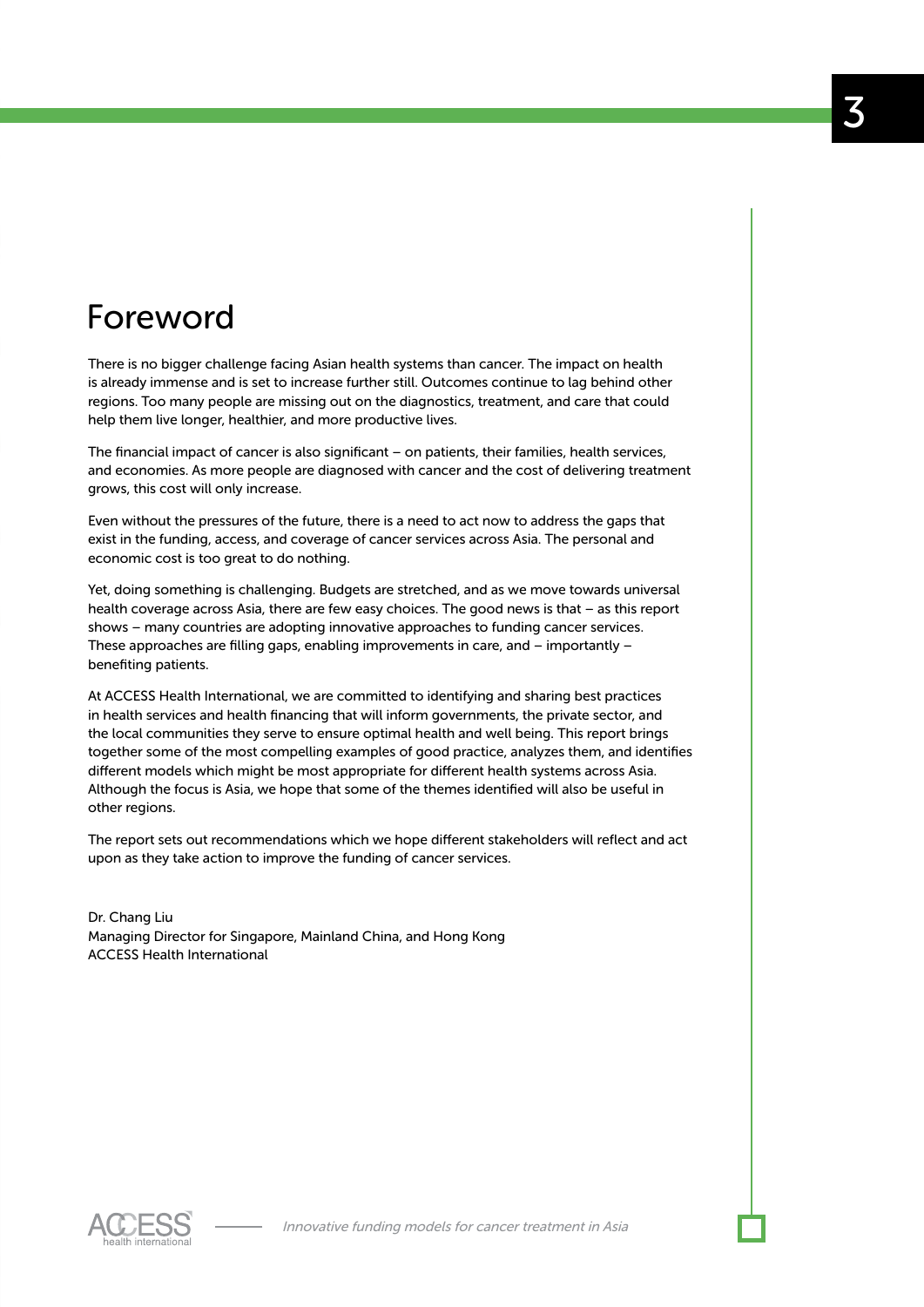# Foreword

There is no bigger challenge facing Asian health systems than cancer. The impact on health is already immense and is set to increase further still. Outcomes continue to lag behind other regions. Too many people are missing out on the diagnostics, treatment, and care that could help them live longer, healthier, and more productive lives.

The financial impact of cancer is also significant – on patients, their families, health services, and economies. As more people are diagnosed with cancer and the cost of delivering treatment grows, this cost will only increase.

Even without the pressures of the future, there is a need to act now to address the gaps that exist in the funding, access, and coverage of cancer services across Asia. The personal and economic cost is too great to do nothing.

Yet, doing something is challenging. Budgets are stretched, and as we move towards universal health coverage across Asia, there are few easy choices. The good news is that – as this report shows – many countries are adopting innovative approaches to funding cancer services. These approaches are filling gaps, enabling improvements in care, and – importantly – benefiting patients.

At ACCESS Health International, we are committed to identifying and sharing best practices in health services and health financing that will inform governments, the private sector, and the local communities they serve to ensure optimal health and well being. This report brings together some of the most compelling examples of good practice, analyzes them, and identifies different models which might be most appropriate for different health systems across Asia. Although the focus is Asia, we hope that some of the themes identified will also be useful in other regions.

The report sets out recommendations which we hope different stakeholders will reflect and act upon as they take action to improve the funding of cancer services.

Dr. Chang Liu
Managing Director for Singapore, Mainland China, and Hong Kong
ACCESS Health International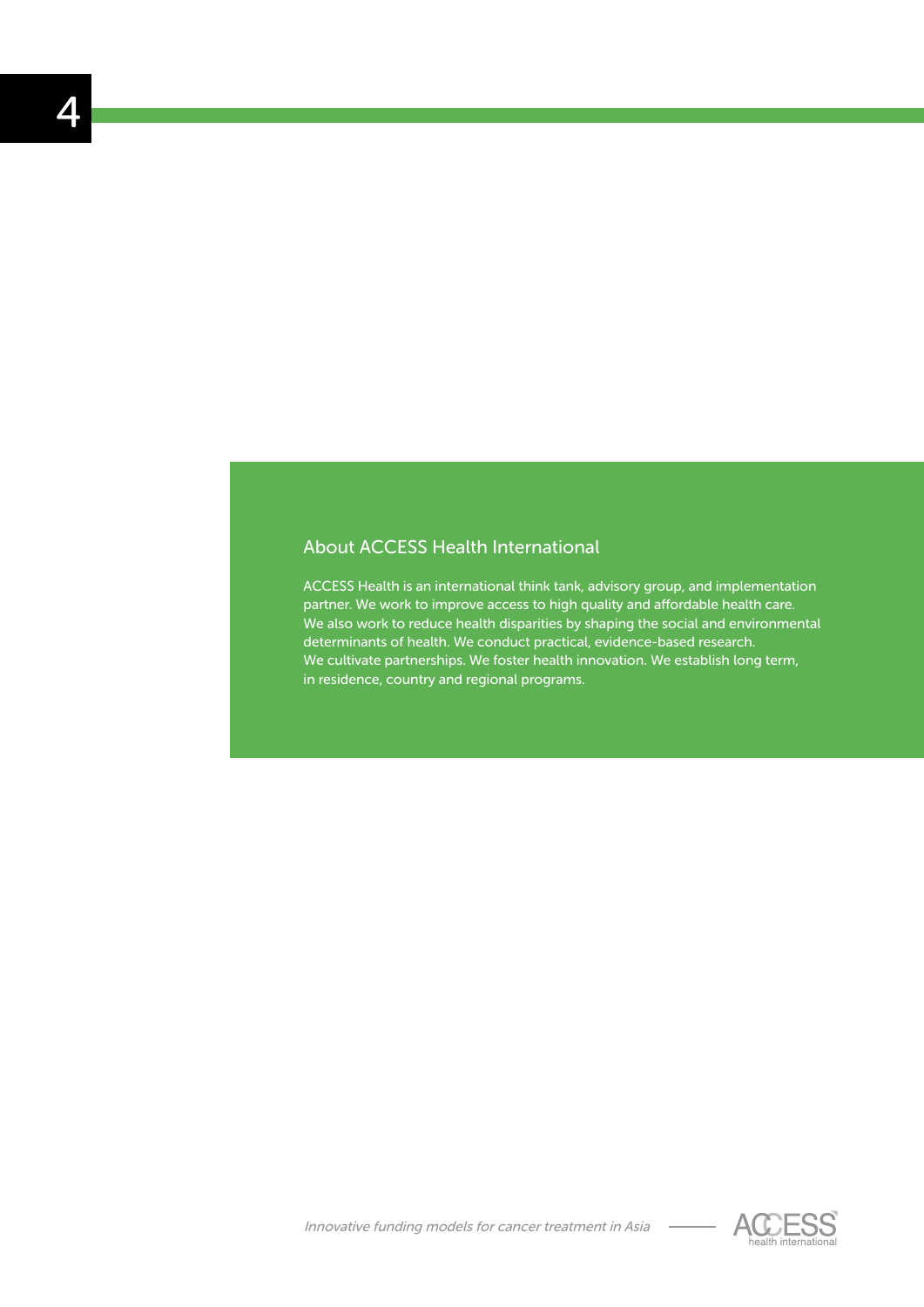## About ACCESS Health International

ACCESS Health is an international think tank, advisory group, and implementation partner. We work to improve access to high quality and affordable health care. We also work to reduce health disparities by shaping the social and environmental determinants of health. We conduct practical, evidence-based research. We cultivate partnerships. We foster health innovation. We establish long term, in residence, country and regional programs.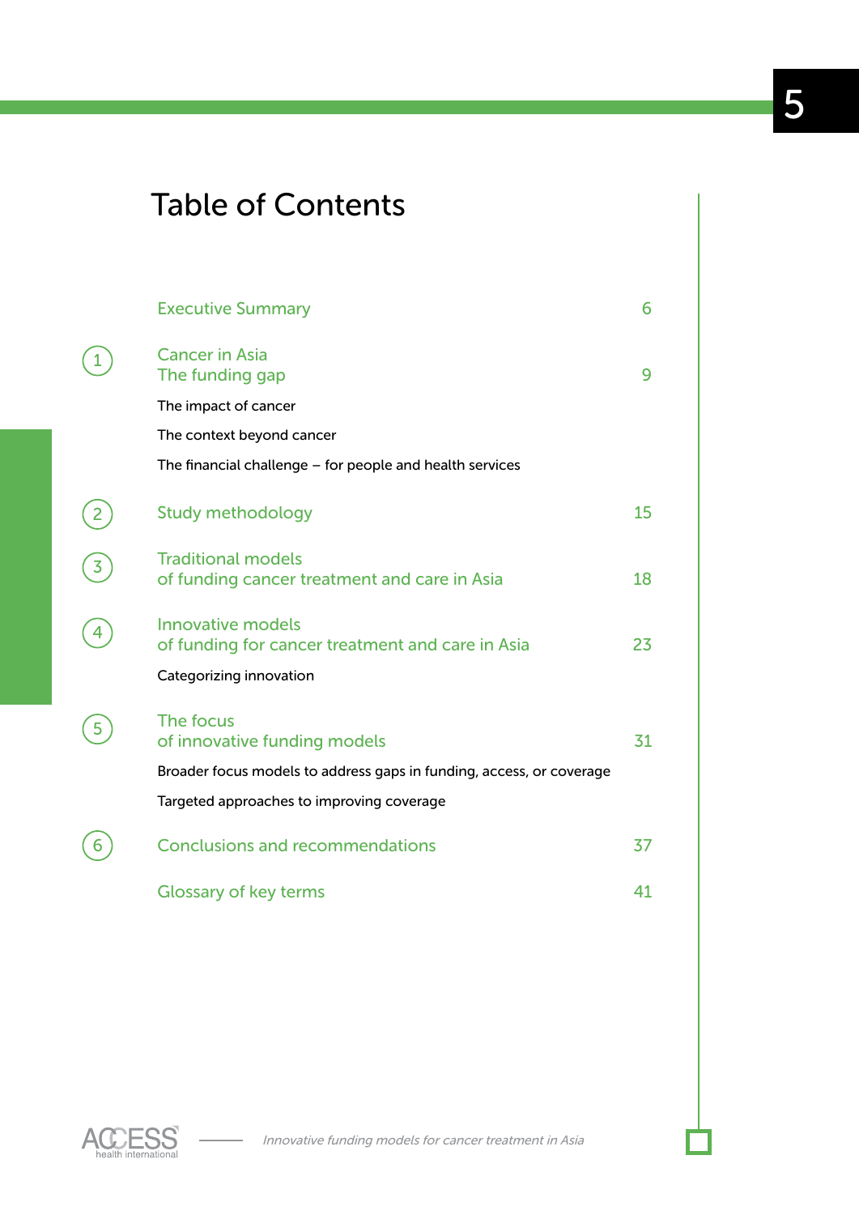# Table of Contents

| | | |
|---|---|---|
| | Executive Summary | 6 |
| 1 | Cancer in Asia<br>The funding gap | 9 |
| | The impact of cancer | |
| | The context beyond cancer | |
| | The financial challenge – for people and health services | |
| 2 | Study methodology | 15 |
| 3 | Traditional models<br>of funding cancer treatment and care in Asia | 18 |
| 4 | Innovative models<br>of funding for cancer treatment and care in Asia | 23 |
| | Categorizing innovation | |
| 5 | The focus<br>of innovative funding models | 31 |
| | Broader focus models to address gaps in funding, access, or coverage | |
| | Targeted approaches to improving coverage | |
| 6 | Conclusions and recommendations | 37 |
| | Glossary of key terms | 41 |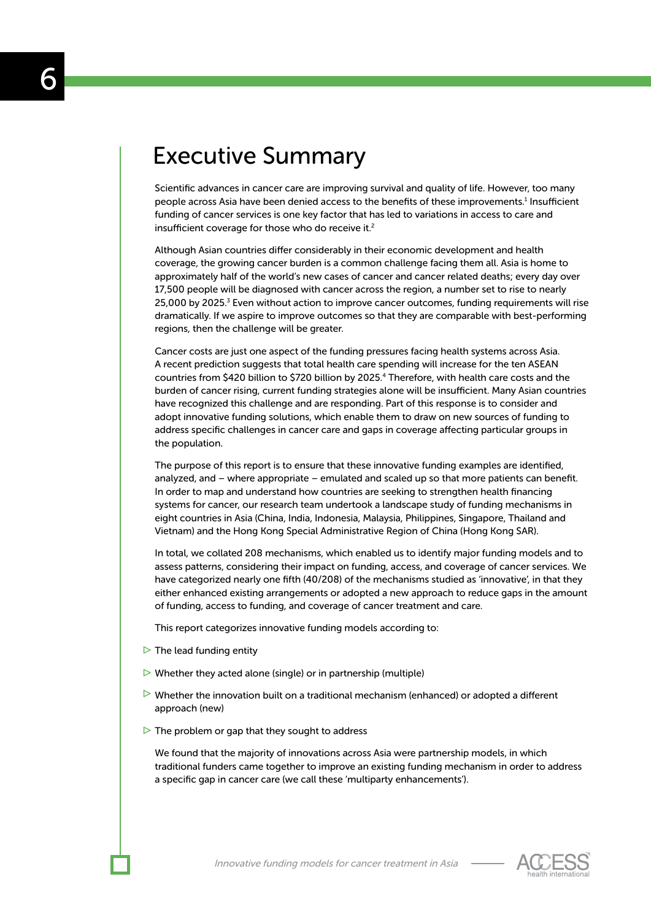# Executive Summary

Scientific advances in cancer care are improving survival and quality of life. However, too many people across Asia have been denied access to the benefits of these improvements.[1] Insufficient funding of cancer services is one key factor that has led to variations in access to care and insufficient coverage for those who do receive it.[2]

Although Asian countries differ considerably in their economic development and health coverage, the growing cancer burden is a common challenge facing them all. Asia is home to approximately half of the world's new cases of cancer and cancer related deaths; every day over 17,500 people will be diagnosed with cancer across the region, a number set to rise to nearly 25,000 by 2025.[3] Even without action to improve cancer outcomes, funding requirements will rise dramatically. If we aspire to improve outcomes so that they are comparable with best-performing regions, then the challenge will be greater.

Cancer costs are just one aspect of the funding pressures facing health systems across Asia. A recent prediction suggests that total health care spending will increase for the ten ASEAN countries from $420 billion to $720 billion by 2025.[4] Therefore, with health care costs and the burden of cancer rising, current funding strategies alone will be insufficient. Many Asian countries have recognized this challenge and are responding. Part of this response is to consider and adopt innovative funding solutions, which enable them to draw on new sources of funding to address specific challenges in cancer care and gaps in coverage affecting particular groups in the population.

The purpose of this report is to ensure that these innovative funding examples are identified, analyzed, and – where appropriate – emulated and scaled up so that more patients can benefit. In order to map and understand how countries are seeking to strengthen health financing systems for cancer, our research team undertook a landscape study of funding mechanisms in eight countries in Asia (China, India, Indonesia, Malaysia, Philippines, Singapore, Thailand and Vietnam) and the Hong Kong Special Administrative Region of China (Hong Kong SAR).

In total, we collated 208 mechanisms, which enabled us to identify major funding models and to assess patterns, considering their impact on funding, access, and coverage of cancer services. We have categorized nearly one fifth (40/208) of the mechanisms studied as 'innovative', in that they either enhanced existing arrangements or adopted a new approach to reduce gaps in the amount of funding, access to funding, and coverage of cancer treatment and care.

This report categorizes innovative funding models according to:

- The lead funding entity
- Whether they acted alone (single) or in partnership (multiple)
- Whether the innovation built on a traditional mechanism (enhanced) or adopted a different approach (new)
- The problem or gap that they sought to address

We found that the majority of innovations across Asia were partnership models, in which traditional funders came together to improve an existing funding mechanism in order to address a specific gap in cancer care (we call these 'multiparty enhancements').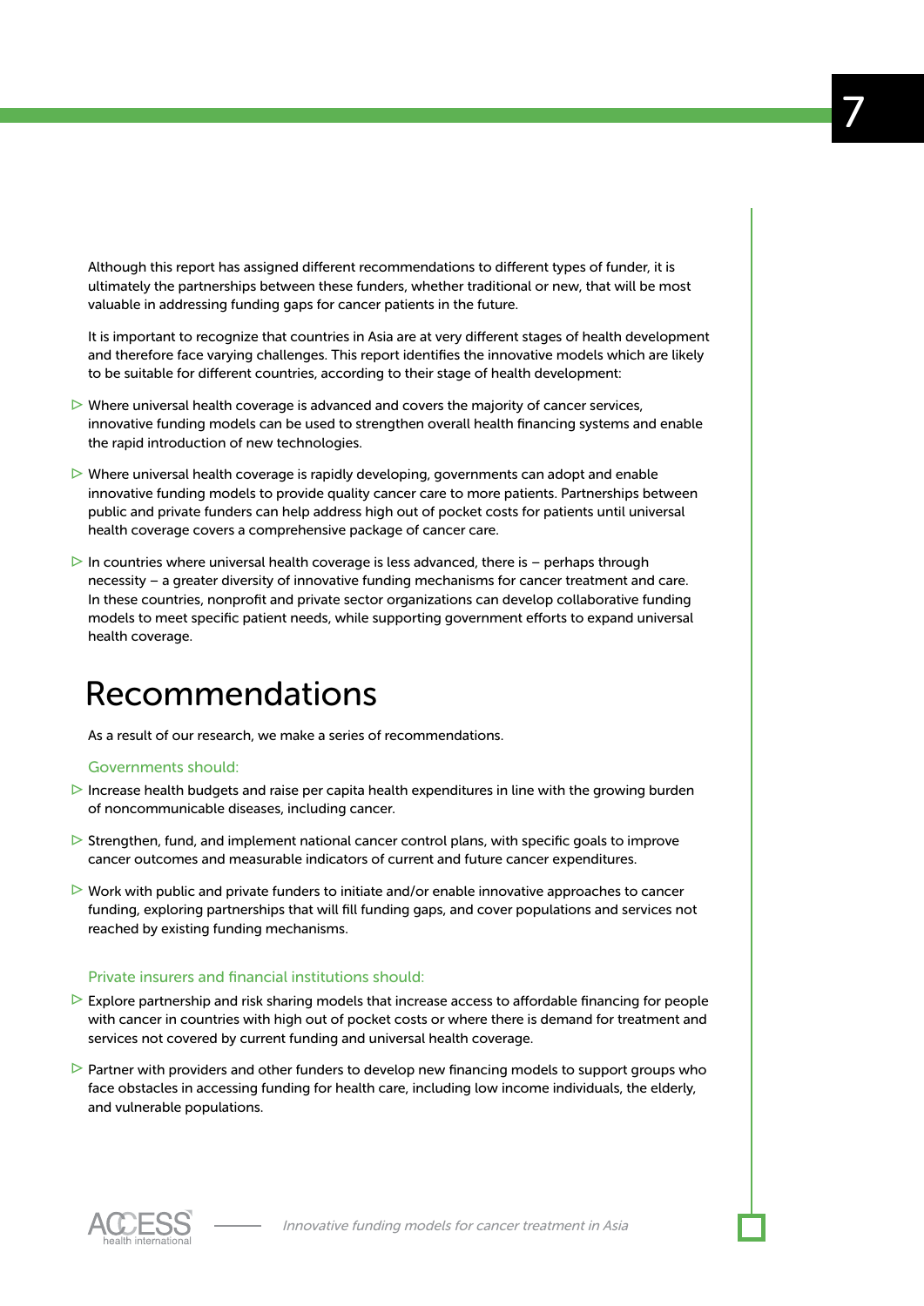Although this report has assigned different recommendations to different types of funder, it is ultimately the partnerships between these funders, whether traditional or new, that will be most valuable in addressing funding gaps for cancer patients in the future.

It is important to recognize that countries in Asia are at very different stages of health development and therefore face varying challenges. This report identifies the innovative models which are likely to be suitable for different countries, according to their stage of health development:

- Where universal health coverage is advanced and covers the majority of cancer services, innovative funding models can be used to strengthen overall health financing systems and enable the rapid introduction of new technologies.
- Where universal health coverage is rapidly developing, governments can adopt and enable innovative funding models to provide quality cancer care to more patients. Partnerships between public and private funders can help address high out of pocket costs for patients until universal health coverage covers a comprehensive package of cancer care.
- In countries where universal health coverage is less advanced, there is – perhaps through necessity – a greater diversity of innovative funding mechanisms for cancer treatment and care. In these countries, nonprofit and private sector organizations can develop collaborative funding models to meet specific patient needs, while supporting government efforts to expand universal health coverage.

# Recommendations

As a result of our research, we make a series of recommendations.

### Governments should:

- Increase health budgets and raise per capita health expenditures in line with the growing burden of noncommunicable diseases, including cancer.
- Strengthen, fund, and implement national cancer control plans, with specific goals to improve cancer outcomes and measurable indicators of current and future cancer expenditures.
- Work with public and private funders to initiate and/or enable innovative approaches to cancer funding, exploring partnerships that will fill funding gaps, and cover populations and services not reached by existing funding mechanisms.

### Private insurers and financial institutions should:

- Explore partnership and risk sharing models that increase access to affordable financing for people with cancer in countries with high out of pocket costs or where there is demand for treatment and services not covered by current funding and universal health coverage.
- Partner with providers and other funders to develop new financing models to support groups who face obstacles in accessing funding for health care, including low income individuals, the elderly, and vulnerable populations.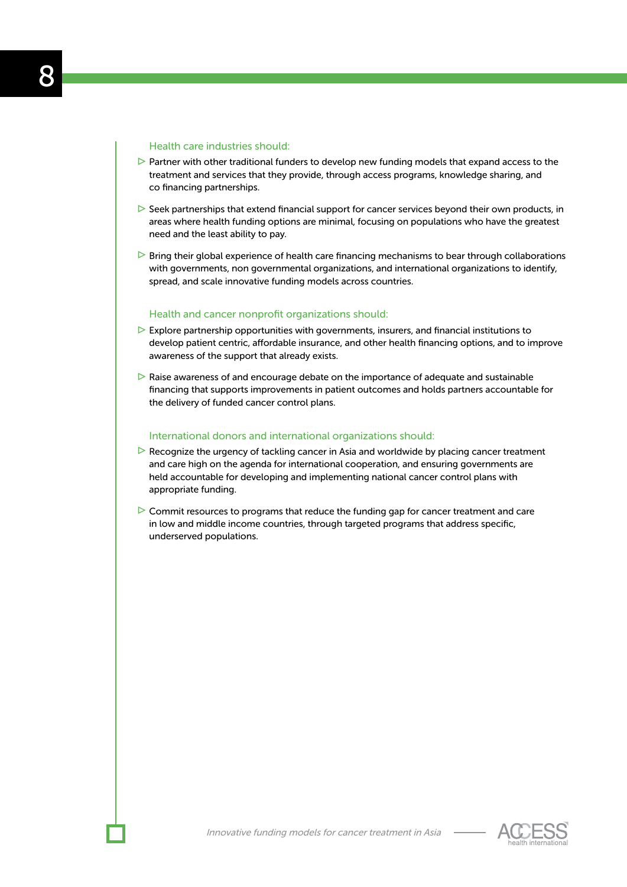### Health care industries should:

- Partner with other traditional funders to develop new funding models that expand access to the treatment and services that they provide, through access programs, knowledge sharing, and co financing partnerships.
- Seek partnerships that extend financial support for cancer services beyond their own products, in areas where health funding options are minimal, focusing on populations who have the greatest need and the least ability to pay.
- Bring their global experience of health care financing mechanisms to bear through collaborations with governments, non governmental organizations, and international organizations to identify, spread, and scale innovative funding models across countries.

### Health and cancer nonprofit organizations should:

- Explore partnership opportunities with governments, insurers, and financial institutions to develop patient centric, affordable insurance, and other health financing options, and to improve awareness of the support that already exists.
- Raise awareness of and encourage debate on the importance of adequate and sustainable financing that supports improvements in patient outcomes and holds partners accountable for the delivery of funded cancer control plans.

### International donors and international organizations should:

- Recognize the urgency of tackling cancer in Asia and worldwide by placing cancer treatment and care high on the agenda for international cooperation, and ensuring governments are held accountable for developing and implementing national cancer control plans with appropriate funding.
- Commit resources to programs that reduce the funding gap for cancer treatment and care in low and middle income countries, through targeted programs that address specific, underserved populations.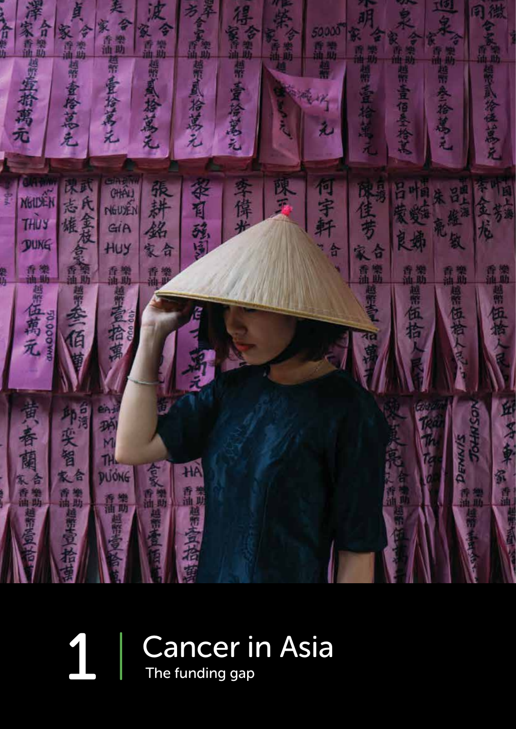# 1 | Cancer in Asia

The funding gap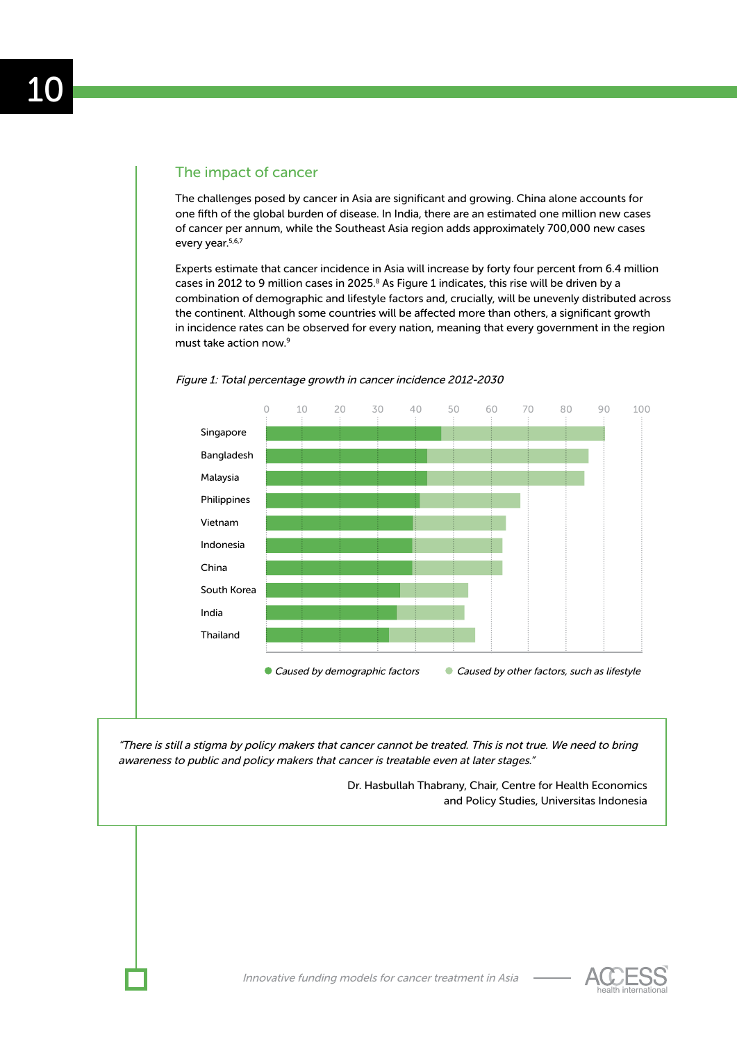## The impact of cancer

The challenges posed by cancer in Asia are significant and growing. China alone accounts for one fifth of the global burden of disease. In India, there are an estimated one million new cases of cancer per annum, while the Southeast Asia region adds approximately 700,000 new cases every year.[5,6,7]

Experts estimate that cancer incidence in Asia will increase by forty four percent from 6.4 million cases in 2012 to 9 million cases in 2025.[8] As Figure 1 indicates, this rise will be driven by a combination of demographic and lifestyle factors and, crucially, will be unevenly distributed across the continent. Although some countries will be affected more than others, a significant growth in incidence rates can be observed for every nation, meaning that every government in the region must take action now.[9]

*Figure 1: Total percentage growth in cancer incidence 2012-2030*

| Country | Caused by demographic factors (approx. %) | Total growth (approx. %) |
|---|---|---|
| Singapore | 46 | 90 |
| Bangladesh | 43 | 86 |
| Malaysia | 43 | 85 |
| Philippines | 41 | 68 |
| Vietnam | 39 | 64 |
| Indonesia | 39 | 63 |
| China | 39 | 63 |
| South Korea | 36 | 54 |
| India | 35 | 53 |
| Thailand | 33 | 56 |

● Caused by demographic factors ● Caused by other factors, such as lifestyle

> *"There is still a stigma by policy makers that cancer cannot be treated. This is not true. We need to bring awareness to public and policy makers that cancer is treatable even at later stages."*
>
> Dr. Hasbullah Thabrany, Chair, Centre for Health Economics and Policy Studies, Universitas Indonesia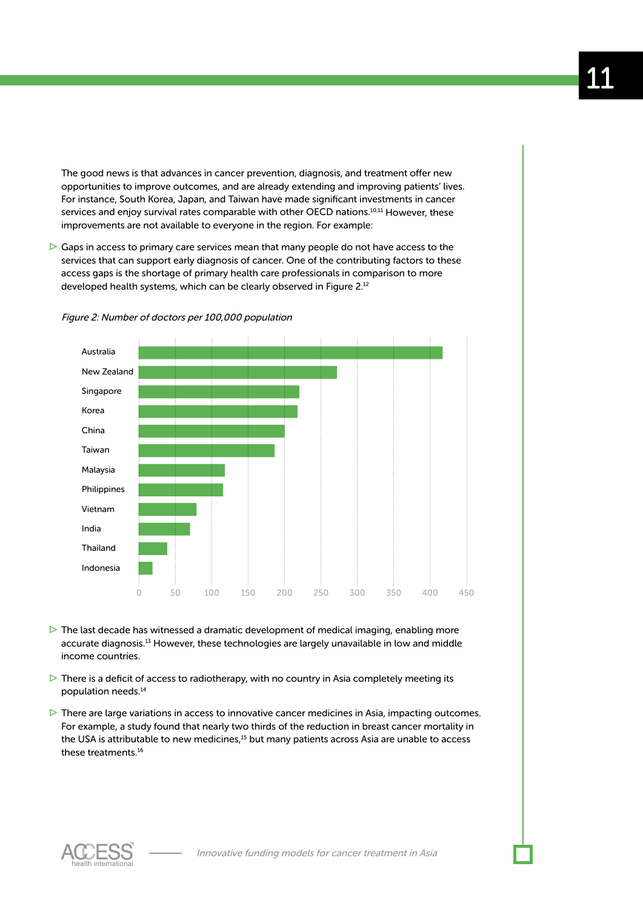The good news is that advances in cancer prevention, diagnosis, and treatment offer new opportunities to improve outcomes, and are already extending and improving patients' lives. For instance, South Korea, Japan, and Taiwan have made significant investments in cancer services and enjoy survival rates comparable with other OECD nations.[10,11] However, these improvements are not available to everyone in the region. For example:

- Gaps in access to primary care services mean that many people do not have access to the services that can support early diagnosis of cancer. One of the contributing factors to these access gaps is the shortage of primary health care professionals in comparison to more developed health systems, which can be clearly observed in Figure 2.[12]

*Figure 2: Number of doctors per 100,000 population*

| Country | Doctors per 100,000 population (approx.) |
| --- | --- |
| Australia | 418 |
| New Zealand | 272 |
| Singapore | 221 |
| Korea | 218 |
| China | 200 |
| Taiwan | 187 |
| Malaysia | 118 |
| Philippines | 116 |
| Vietnam | 79 |
| India | 70 |
| Thailand | 39 |
| Indonesia | 19 |

- The last decade has witnessed a dramatic development of medical imaging, enabling more accurate diagnosis.[13] However, these technologies are largely unavailable in low and middle income countries.
- There is a deficit of access to radiotherapy, with no country in Asia completely meeting its population needs.[14]
- There are large variations in access to innovative cancer medicines in Asia, impacting outcomes. For example, a study found that nearly two thirds of the reduction in breast cancer mortality in the USA is attributable to new medicines,[15] but many patients across Asia are unable to access these treatments.[16]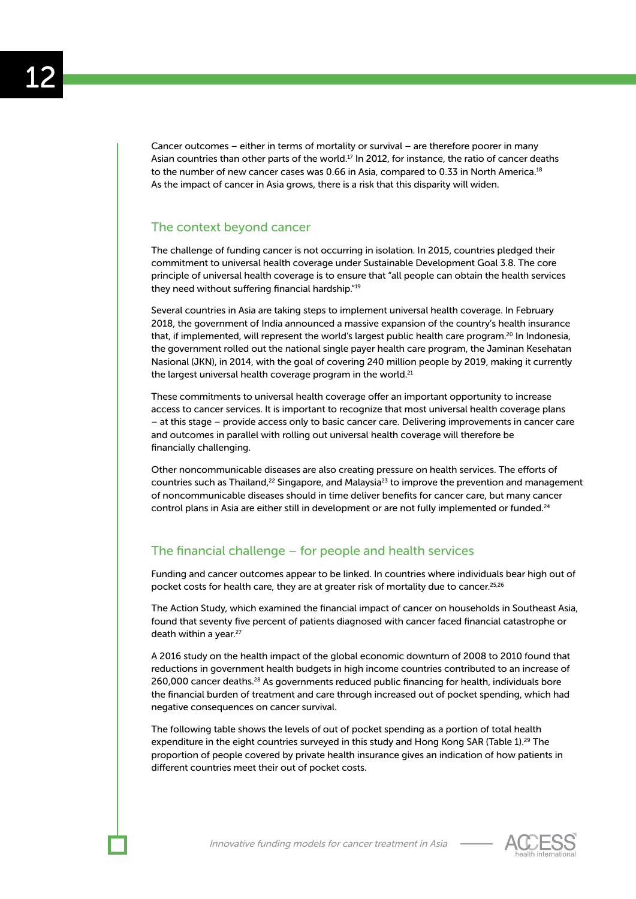Cancer outcomes – either in terms of mortality or survival – are therefore poorer in many Asian countries than other parts of the world.[17] In 2012, for instance, the ratio of cancer deaths to the number of new cancer cases was 0.66 in Asia, compared to 0.33 in North America.[18] As the impact of cancer in Asia grows, there is a risk that this disparity will widen.

## The context beyond cancer

The challenge of funding cancer is not occurring in isolation. In 2015, countries pledged their commitment to universal health coverage under Sustainable Development Goal 3.8. The core principle of universal health coverage is to ensure that "all people can obtain the health services they need without suffering financial hardship."[19]

Several countries in Asia are taking steps to implement universal health coverage. In February 2018, the government of India announced a massive expansion of the country's health insurance that, if implemented, will represent the world's largest public health care program.[20] In Indonesia, the government rolled out the national single payer health care program, the Jaminan Kesehatan Nasional (JKN), in 2014, with the goal of covering 240 million people by 2019, making it currently the largest universal health coverage program in the world.[21]

These commitments to universal health coverage offer an important opportunity to increase access to cancer services. It is important to recognize that most universal health coverage plans – at this stage – provide access only to basic cancer care. Delivering improvements in cancer care and outcomes in parallel with rolling out universal health coverage will therefore be financially challenging.

Other noncommunicable diseases are also creating pressure on health services. The efforts of countries such as Thailand,[22] Singapore, and Malaysia[23] to improve the prevention and management of noncommunicable diseases should in time deliver benefits for cancer care, but many cancer control plans in Asia are either still in development or are not fully implemented or funded.[24]

## The financial challenge – for people and health services

Funding and cancer outcomes appear to be linked. In countries where individuals bear high out of pocket costs for health care, they are at greater risk of mortality due to cancer.[25,26]

The Action Study, which examined the financial impact of cancer on households in Southeast Asia, found that seventy five percent of patients diagnosed with cancer faced financial catastrophe or death within a year.[27]

A 2016 study on the health impact of the global economic downturn of 2008 to 2010 found that reductions in government health budgets in high income countries contributed to an increase of 260,000 cancer deaths.[28] As governments reduced public financing for health, individuals bore the financial burden of treatment and care through increased out of pocket spending, which had negative consequences on cancer survival.

The following table shows the levels of out of pocket spending as a portion of total health expenditure in the eight countries surveyed in this study and Hong Kong SAR (Table 1).[29] The proportion of people covered by private health insurance gives an indication of how patients in different countries meet their out of pocket costs.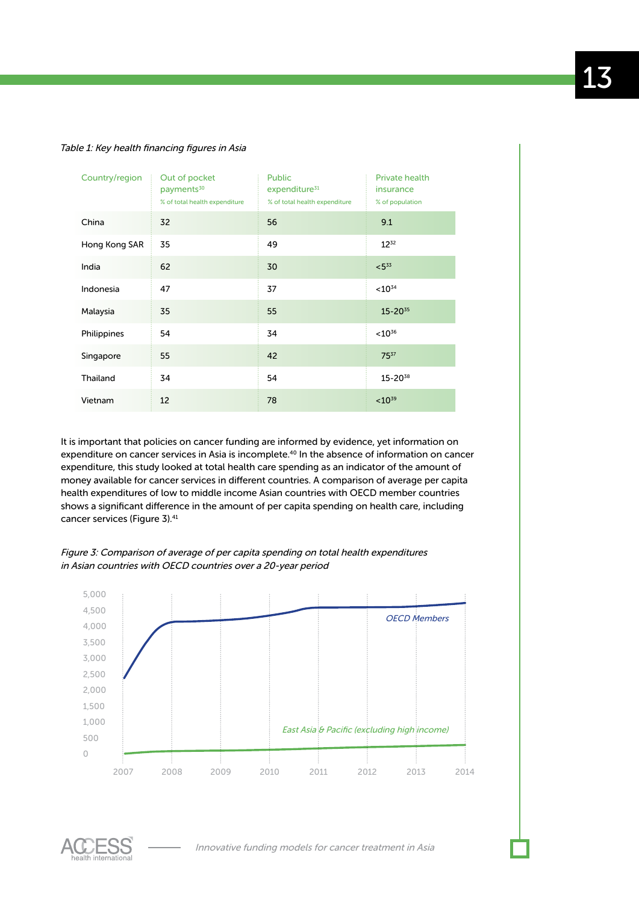*Table 1: Key health financing figures in Asia*

| Country/region | Out of pocket payments[30] % of total health expenditure | Public expenditure[31] % of total health expenditure | Private health insurance % of population |
|---|---|---|---|
| China | 32 | 56 | 9.1 |
| Hong Kong SAR | 35 | 49 | 12[32] |
| India | 62 | 30 | <5[33] |
| Indonesia | 47 | 37 | <10[34] |
| Malaysia | 35 | 55 | 15-20[35] |
| Philippines | 54 | 34 | <10[36] |
| Singapore | 55 | 42 | 75[37] |
| Thailand | 34 | 54 | 15-20[38] |
| Vietnam | 12 | 78 | <10[39] |

It is important that policies on cancer funding are informed by evidence, yet information on expenditure on cancer services in Asia is incomplete.[40] In the absence of information on cancer expenditure, this study looked at total health care spending as an indicator of the amount of money available for cancer services in different countries. A comparison of average per capita health expenditures of low to middle income Asian countries with OECD member countries shows a significant difference in the amount of per capita spending on health care, including cancer services (Figure 3).[41]

*Figure 3: Comparison of average of per capita spending on total health expenditures in Asian countries with OECD countries over a 20-year period*

[Line chart: y-axis 0 to 5,000 in steps of 500; x-axis 2007 to 2014. Series: OECD Members; East Asia & Pacific (excluding high income)]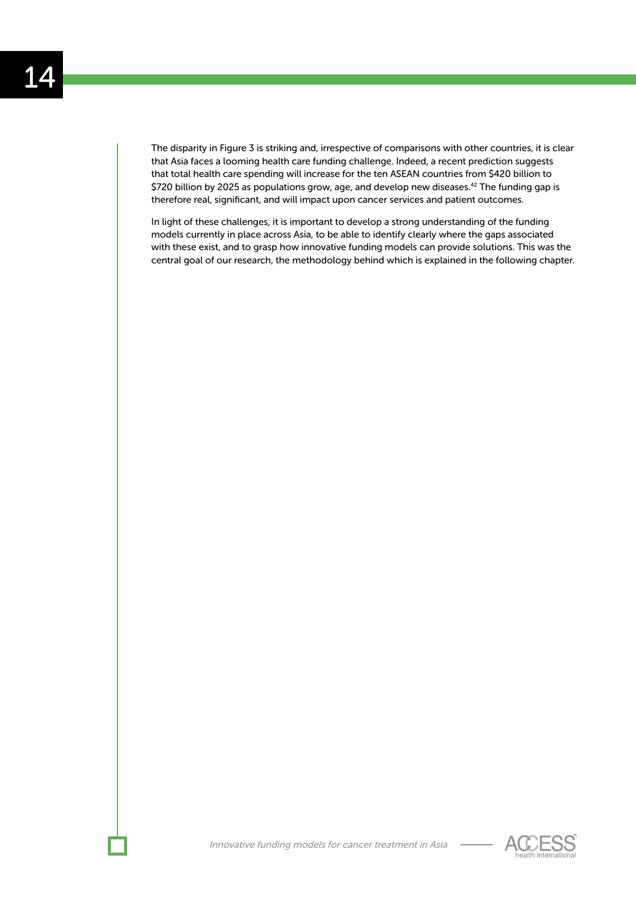The disparity in Figure 3 is striking and, irrespective of comparisons with other countries, it is clear that Asia faces a looming health care funding challenge. Indeed, a recent prediction suggests that total health care spending will increase for the ten ASEAN countries from $420 billion to $720 billion by 2025 as populations grow, age, and develop new diseases.[42] The funding gap is therefore real, significant, and will impact upon cancer services and patient outcomes.

In light of these challenges, it is important to develop a strong understanding of the funding models currently in place across Asia, to be able to identify clearly where the gaps associated with these exist, and to grasp how innovative funding models can provide solutions. This was the central goal of our research, the methodology behind which is explained in the following chapter.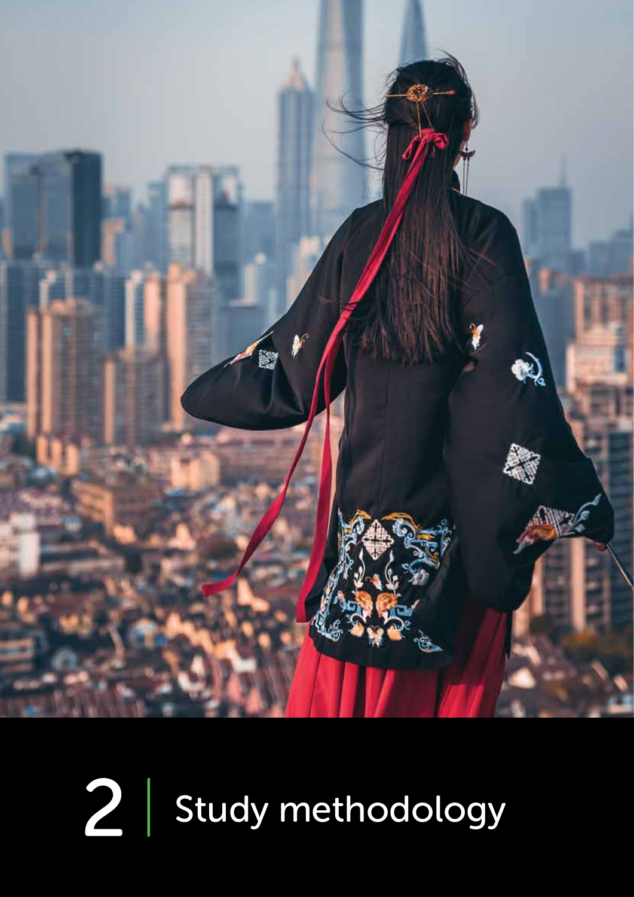# 2 Study methodology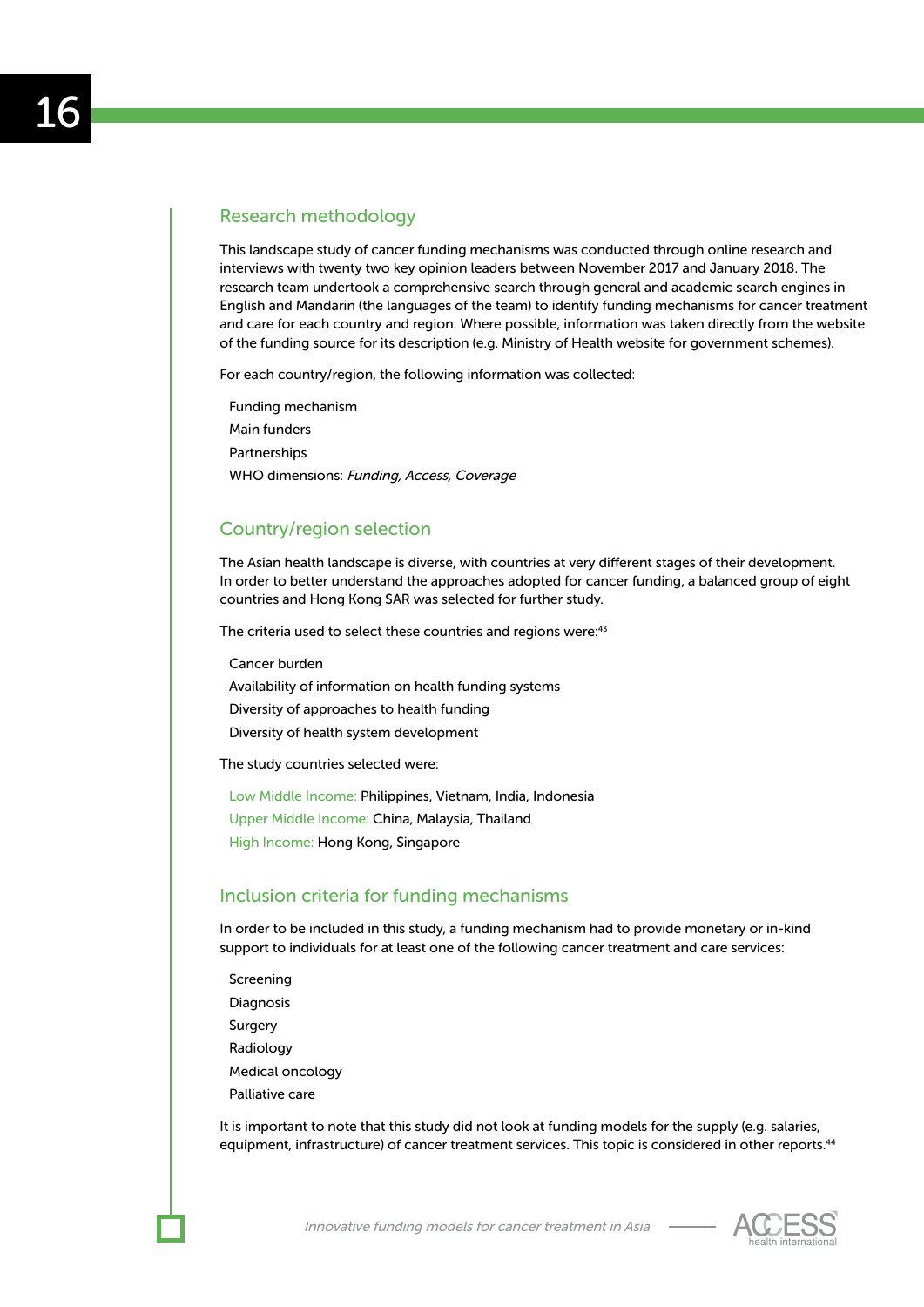## Research methodology

This landscape study of cancer funding mechanisms was conducted through online research and interviews with twenty two key opinion leaders between November 2017 and January 2018. The research team undertook a comprehensive search through general and academic search engines in English and Mandarin (the languages of the team) to identify funding mechanisms for cancer treatment and care for each country and region. Where possible, information was taken directly from the website of the funding source for its description (e.g. Ministry of Health website for government schemes).

For each country/region, the following information was collected:

- Funding mechanism
- Main funders
- Partnerships
- WHO dimensions: *Funding, Access, Coverage*

## Country/region selection

The Asian health landscape is diverse, with countries at very different stages of their development. In order to better understand the approaches adopted for cancer funding, a balanced group of eight countries and Hong Kong SAR was selected for further study.

The criteria used to select these countries and regions were:[43]

- Cancer burden
- Availability of information on health funding systems
- Diversity of approaches to health funding
- Diversity of health system development

The study countries selected were:

- Low Middle Income: Philippines, Vietnam, India, Indonesia
- Upper Middle Income: China, Malaysia, Thailand
- High Income: Hong Kong, Singapore

## Inclusion criteria for funding mechanisms

In order to be included in this study, a funding mechanism had to provide monetary or in-kind support to individuals for at least one of the following cancer treatment and care services:

- Screening
- Diagnosis
- Surgery
- Radiology
- Medical oncology
- Palliative care

It is important to note that this study did not look at funding models for the supply (e.g. salaries, equipment, infrastructure) of cancer treatment services. This topic is considered in other reports.[44]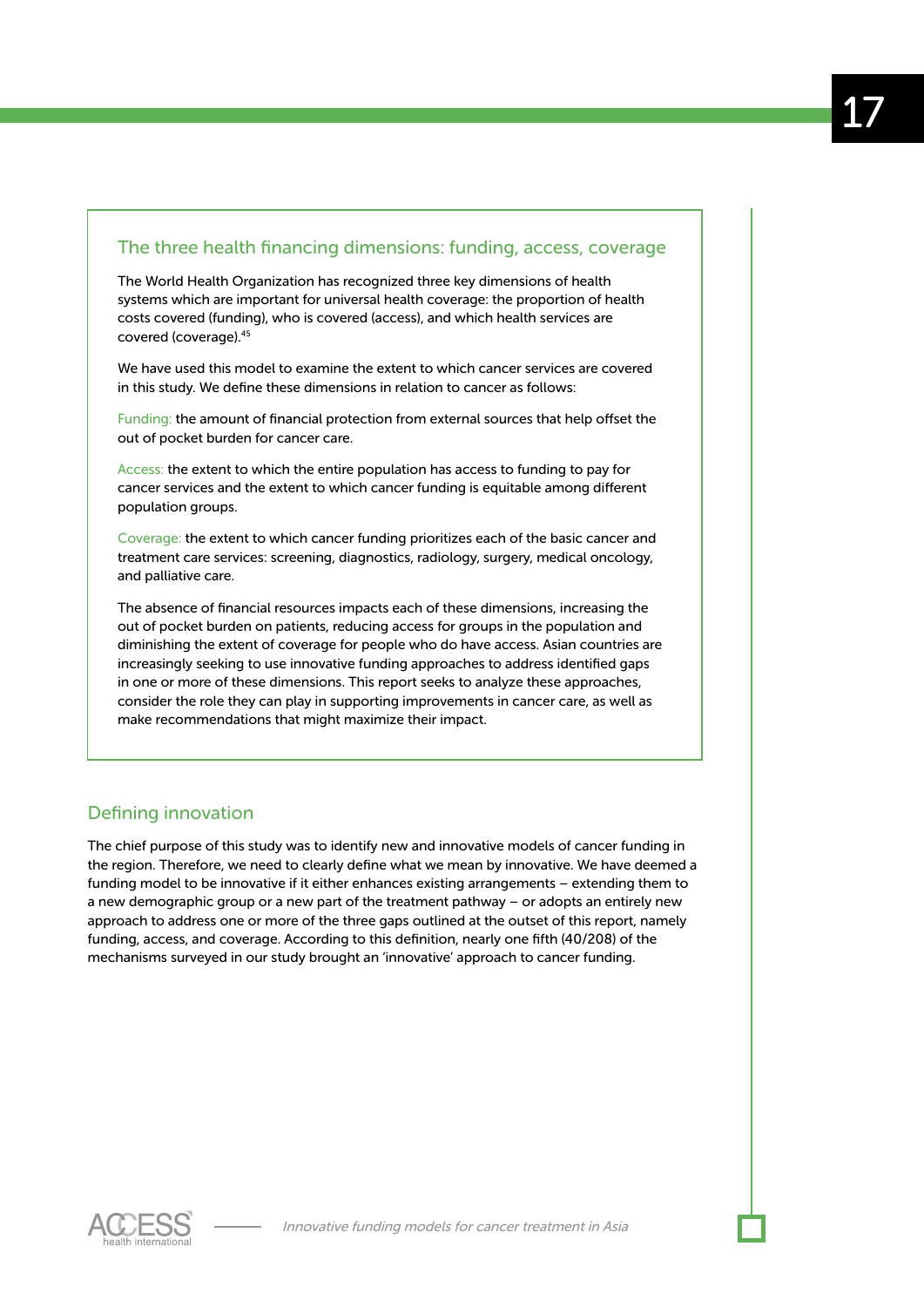## The three health financing dimensions: funding, access, coverage

The World Health Organization has recognized three key dimensions of health systems which are important for universal health coverage: the proportion of health costs covered (funding), who is covered (access), and which health services are covered (coverage).[45]

We have used this model to examine the extent to which cancer services are covered in this study. We define these dimensions in relation to cancer as follows:

Funding: the amount of financial protection from external sources that help offset the out of pocket burden for cancer care.

Access: the extent to which the entire population has access to funding to pay for cancer services and the extent to which cancer funding is equitable among different population groups.

Coverage: the extent to which cancer funding prioritizes each of the basic cancer and treatment care services: screening, diagnostics, radiology, surgery, medical oncology, and palliative care.

The absence of financial resources impacts each of these dimensions, increasing the out of pocket burden on patients, reducing access for groups in the population and diminishing the extent of coverage for people who do have access. Asian countries are increasingly seeking to use innovative funding approaches to address identified gaps in one or more of these dimensions. This report seeks to analyze these approaches, consider the role they can play in supporting improvements in cancer care, as well as make recommendations that might maximize their impact.

## Defining innovation

The chief purpose of this study was to identify new and innovative models of cancer funding in the region. Therefore, we need to clearly define what we mean by innovative. We have deemed a funding model to be innovative if it either enhances existing arrangements – extending them to a new demographic group or a new part of the treatment pathway – or adopts an entirely new approach to address one or more of the three gaps outlined at the outset of this report, namely funding, access, and coverage. According to this definition, nearly one fifth (40/208) of the mechanisms surveyed in our study brought an 'innovative' approach to cancer funding.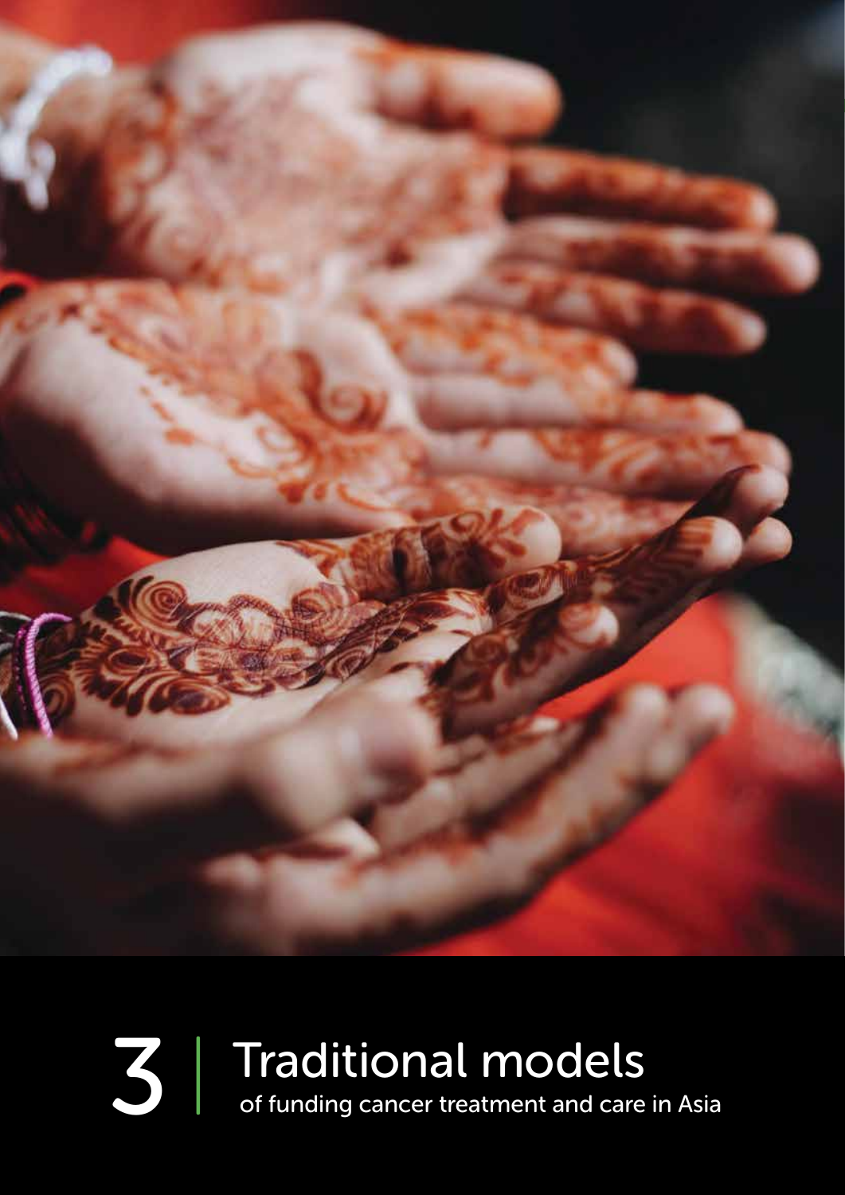# 3 | Traditional models

of funding cancer treatment and care in Asia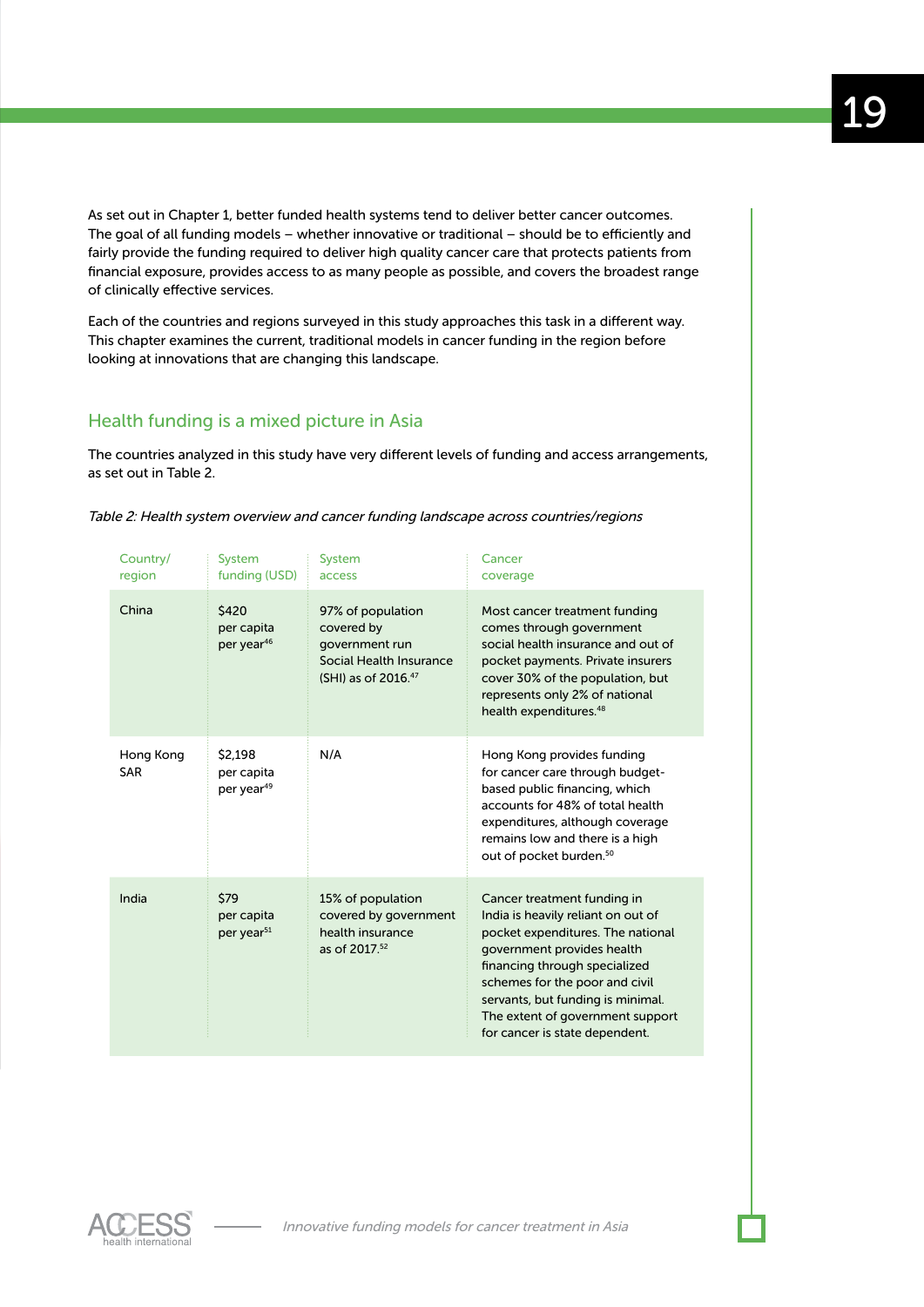As set out in Chapter 1, better funded health systems tend to deliver better cancer outcomes. The goal of all funding models – whether innovative or traditional – should be to efficiently and fairly provide the funding required to deliver high quality cancer care that protects patients from financial exposure, provides access to as many people as possible, and covers the broadest range of clinically effective services.

Each of the countries and regions surveyed in this study approaches this task in a different way. This chapter examines the current, traditional models in cancer funding in the region before looking at innovations that are changing this landscape.

## Health funding is a mixed picture in Asia

The countries analyzed in this study have very different levels of funding and access arrangements, as set out in Table 2.

*Table 2: Health system overview and cancer funding landscape across countries/regions*

| Country/ region | System funding (USD) | System access | Cancer coverage |
|---|---|---|---|
| China | $420 per capita per year[46] | 97% of population covered by government run Social Health Insurance (SHI) as of 2016.[47] | Most cancer treatment funding comes through government social health insurance and out of pocket payments. Private insurers cover 30% of the population, but represents only 2% of national health expenditures.[48] |
| Hong Kong SAR | $2,198 per capita per year[49] | N/A | Hong Kong provides funding for cancer care through budget-based public financing, which accounts for 48% of total health expenditures, although coverage remains low and there is a high out of pocket burden.[50] |
| India | $79 per capita per year[51] | 15% of population covered by government health insurance as of 2017.[52] | Cancer treatment funding in India is heavily reliant on out of pocket expenditures. The national government provides health financing through specialized schemes for the poor and civil servants, but funding is minimal. The extent of government support for cancer is state dependent. |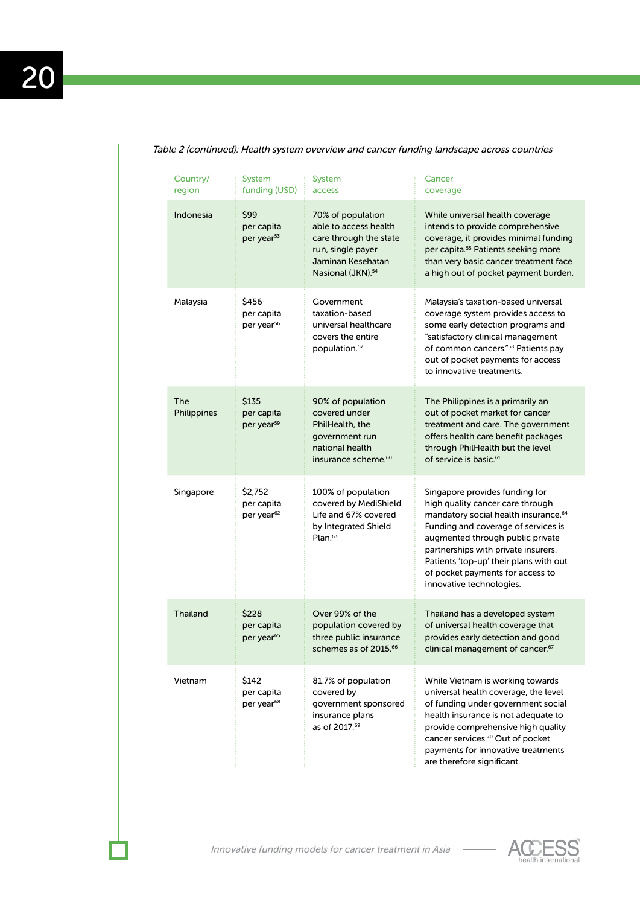*Table 2 (continued): Health system overview and cancer funding landscape across countries*

| Country/ region | System funding (USD) | System access | Cancer coverage |
|---|---|---|---|
| Indonesia | $99 per capita per year[53] | 70% of population able to access health care through the state run, single payer Jaminan Kesehatan Nasional (JKN).[54] | While universal health coverage intends to provide comprehensive coverage, it provides minimal funding per capita.[55] Patients seeking more than very basic cancer treatment face a high out of pocket payment burden. |
| Malaysia | $456 per capita per year[56] | Government taxation-based universal healthcare covers the entire population.[57] | Malaysia's taxation-based universal coverage system provides access to some early detection programs and "satisfactory clinical management of common cancers."[58] Patients pay out of pocket payments for access to innovative treatments. |
| The Philippines | $135 per capita per year[59] | 90% of population covered under PhilHealth, the government run national health insurance scheme.[60] | The Philippines is a primarily an out of pocket market for cancer treatment and care. The government offers health care benefit packages through PhilHealth but the level of service is basic.[61] |
| Singapore | $2,752 per capita per year[62] | 100% of population covered by MediShield Life and 67% covered by Integrated Shield Plan.[63] | Singapore provides funding for high quality cancer care through mandatory social health insurance.[64] Funding and coverage of services is augmented through public private partnerships with private insurers. Patients 'top-up' their plans with out of pocket payments for access to innovative technologies. |
| Thailand | $228 per capita per year[65] | Over 99% of the population covered by three public insurance schemes as of 2015.[66] | Thailand has a developed system of universal health coverage that provides early detection and good clinical management of cancer.[67] |
| Vietnam | $142 per capita per year[68] | 81.7% of population covered by government sponsored insurance plans as of 2017.[69] | While Vietnam is working towards universal health coverage, the level of funding under government social health insurance is not adequate to provide comprehensive high quality cancer services.[70] Out of pocket payments for innovative treatments are therefore significant. |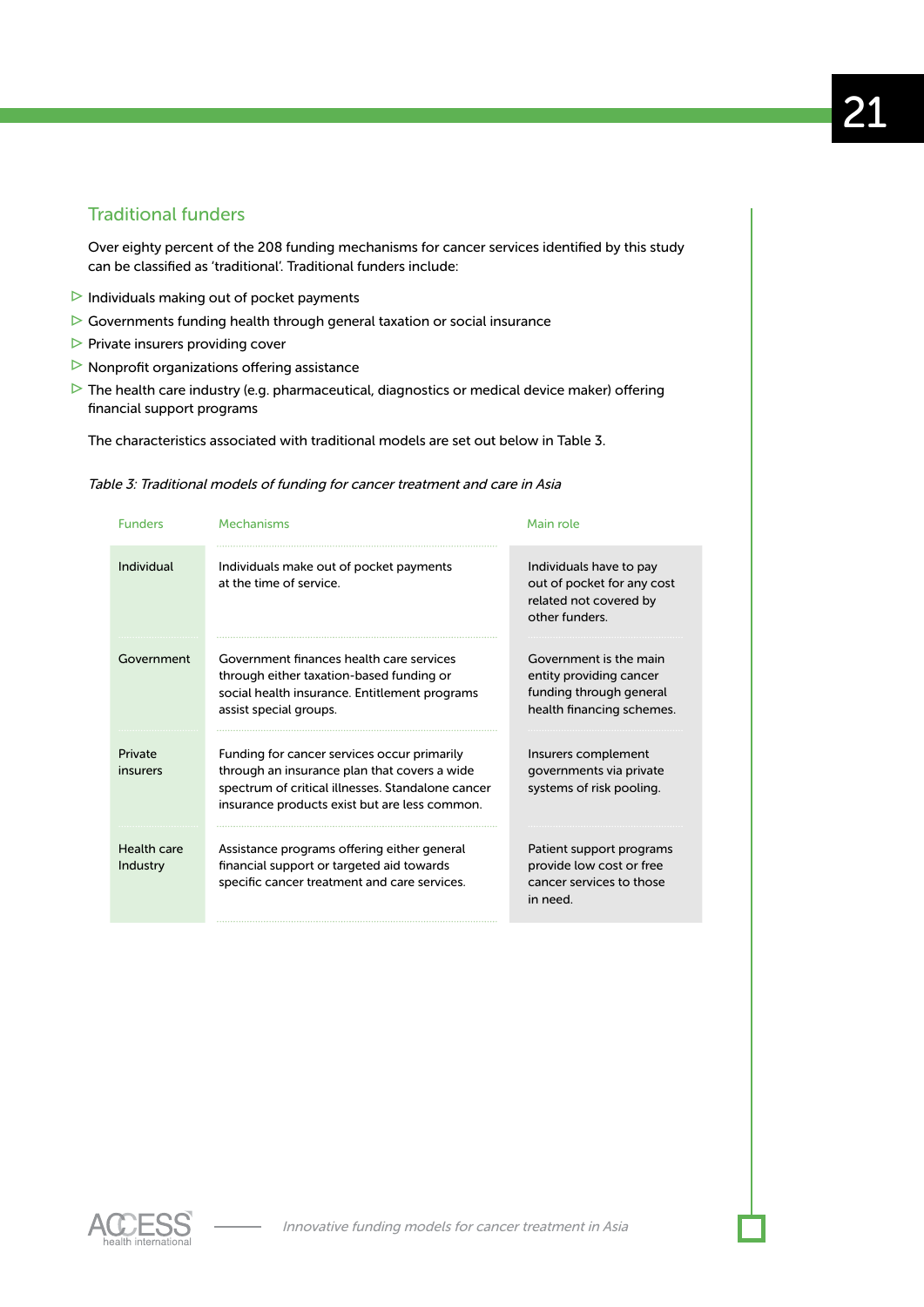## Traditional funders

Over eighty percent of the 208 funding mechanisms for cancer services identified by this study can be classified as 'traditional'. Traditional funders include:

- Individuals making out of pocket payments
- Governments funding health through general taxation or social insurance
- Private insurers providing cover
- Nonprofit organizations offering assistance
- The health care industry (e.g. pharmaceutical, diagnostics or medical device maker) offering financial support programs

The characteristics associated with traditional models are set out below in Table 3.

*Table 3: Traditional models of funding for cancer treatment and care in Asia*

| Funders | Mechanisms | Main role |
| --- | --- | --- |
| Individual | Individuals make out of pocket payments at the time of service. | Individuals have to pay out of pocket for any cost related not covered by other funders. |
| Government | Government finances health care services through either taxation-based funding or social health insurance. Entitlement programs assist special groups. | Government is the main entity providing cancer funding through general health financing schemes. |
| Private insurers | Funding for cancer services occur primarily through an insurance plan that covers a wide spectrum of critical illnesses. Standalone cancer insurance products exist but are less common. | Insurers complement governments via private systems of risk pooling. |
| Health care Industry | Assistance programs offering either general financial support or targeted aid towards specific cancer treatment and care services. | Patient support programs provide low cost or free cancer services to those in need. |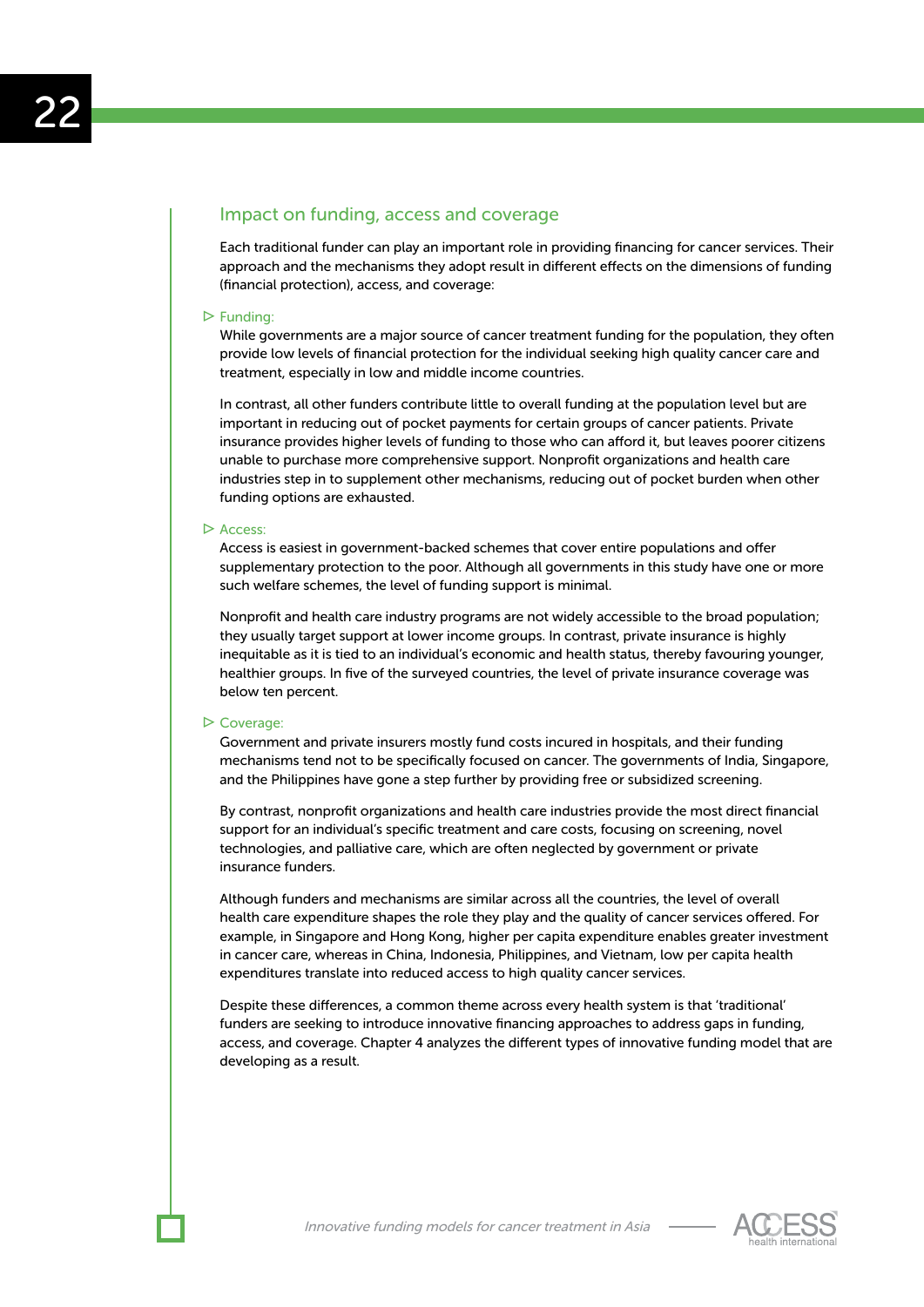## Impact on funding, access and coverage

Each traditional funder can play an important role in providing financing for cancer services. Their approach and the mechanisms they adopt result in different effects on the dimensions of funding (financial protection), access, and coverage:

▷ Funding:

While governments are a major source of cancer treatment funding for the population, they often provide low levels of financial protection for the individual seeking high quality cancer care and treatment, especially in low and middle income countries.

In contrast, all other funders contribute little to overall funding at the population level but are important in reducing out of pocket payments for certain groups of cancer patients. Private insurance provides higher levels of funding to those who can afford it, but leaves poorer citizens unable to purchase more comprehensive support. Nonprofit organizations and health care industries step in to supplement other mechanisms, reducing out of pocket burden when other funding options are exhausted.

▷ Access:

Access is easiest in government-backed schemes that cover entire populations and offer supplementary protection to the poor. Although all governments in this study have one or more such welfare schemes, the level of funding support is minimal.

Nonprofit and health care industry programs are not widely accessible to the broad population; they usually target support at lower income groups. In contrast, private insurance is highly inequitable as it is tied to an individual's economic and health status, thereby favouring younger, healthier groups. In five of the surveyed countries, the level of private insurance coverage was below ten percent.

▷ Coverage:

Government and private insurers mostly fund costs incured in hospitals, and their funding mechanisms tend not to be specifically focused on cancer. The governments of India, Singapore, and the Philippines have gone a step further by providing free or subsidized screening.

By contrast, nonprofit organizations and health care industries provide the most direct financial support for an individual's specific treatment and care costs, focusing on screening, novel technologies, and palliative care, which are often neglected by government or private insurance funders.

Although funders and mechanisms are similar across all the countries, the level of overall health care expenditure shapes the role they play and the quality of cancer services offered. For example, in Singapore and Hong Kong, higher per capita expenditure enables greater investment in cancer care, whereas in China, Indonesia, Philippines, and Vietnam, low per capita health expenditures translate into reduced access to high quality cancer services.

Despite these differences, a common theme across every health system is that 'traditional' funders are seeking to introduce innovative financing approaches to address gaps in funding, access, and coverage. Chapter 4 analyzes the different types of innovative funding model that are developing as a result.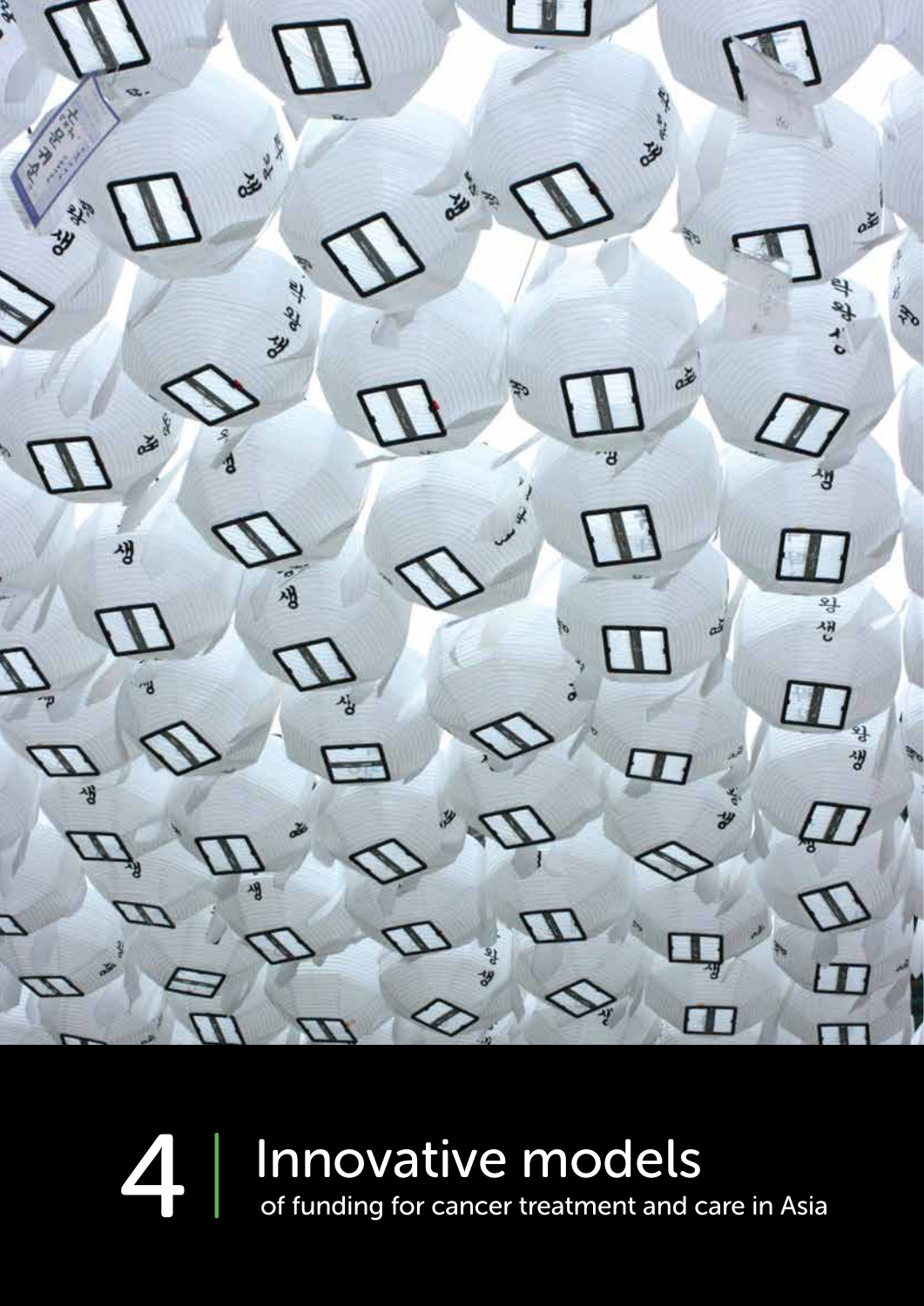# 4 Innovative models

of funding for cancer treatment and care in Asia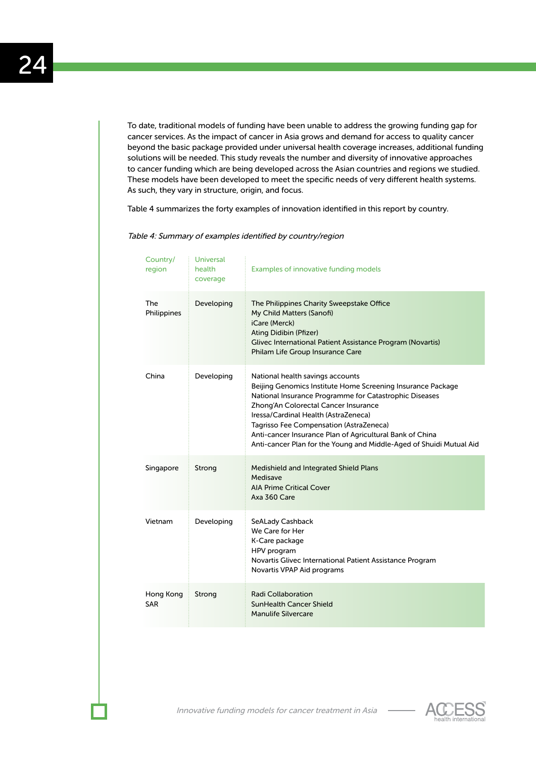To date, traditional models of funding have been unable to address the growing funding gap for cancer services. As the impact of cancer in Asia grows and demand for access to quality cancer beyond the basic package provided under universal health coverage increases, additional funding solutions will be needed. This study reveals the number and diversity of innovative approaches to cancer funding which are being developed across the Asian countries and regions we studied. These models have been developed to meet the specific needs of very different health systems. As such, they vary in structure, origin, and focus.

Table 4 summarizes the forty examples of innovation identified in this report by country.

*Table 4: Summary of examples identified by country/region*

| Country/ region | Universal health coverage | Examples of innovative funding models |
|---|---|---|
| The Philippines | Developing | The Philippines Charity Sweepstake Office<br>My Child Matters (Sanofi)<br>iCare (Merck)<br>Ating Didibin (Pfizer)<br>Glivec International Patient Assistance Program (Novartis)<br>Philam Life Group Insurance Care |
| China | Developing | National health savings accounts<br>Beijing Genomics Institute Home Screening Insurance Package<br>National Insurance Programme for Catastrophic Diseases<br>Zhong'An Colorectal Cancer Insurance<br>Iressa/Cardinal Health (AstraZeneca)<br>Tagrisso Fee Compensation (AstraZeneca)<br>Anti-cancer Insurance Plan of Agricultural Bank of China<br>Anti-cancer Plan for the Young and Middle-Aged of Shuidi Mutual Aid |
| Singapore | Strong | Medishield and Integrated Shield Plans<br>Medisave<br>AIA Prime Critical Cover<br>Axa 360 Care |
| Vietnam | Developing | SeALady Cashback<br>We Care for Her<br>K-Care package<br>HPV program<br>Novartis Glivec International Patient Assistance Program<br>Novartis VPAP Aid programs |
| Hong Kong SAR | Strong | Radi Collaboration<br>SunHealth Cancer Shield<br>Manulife Silvercare |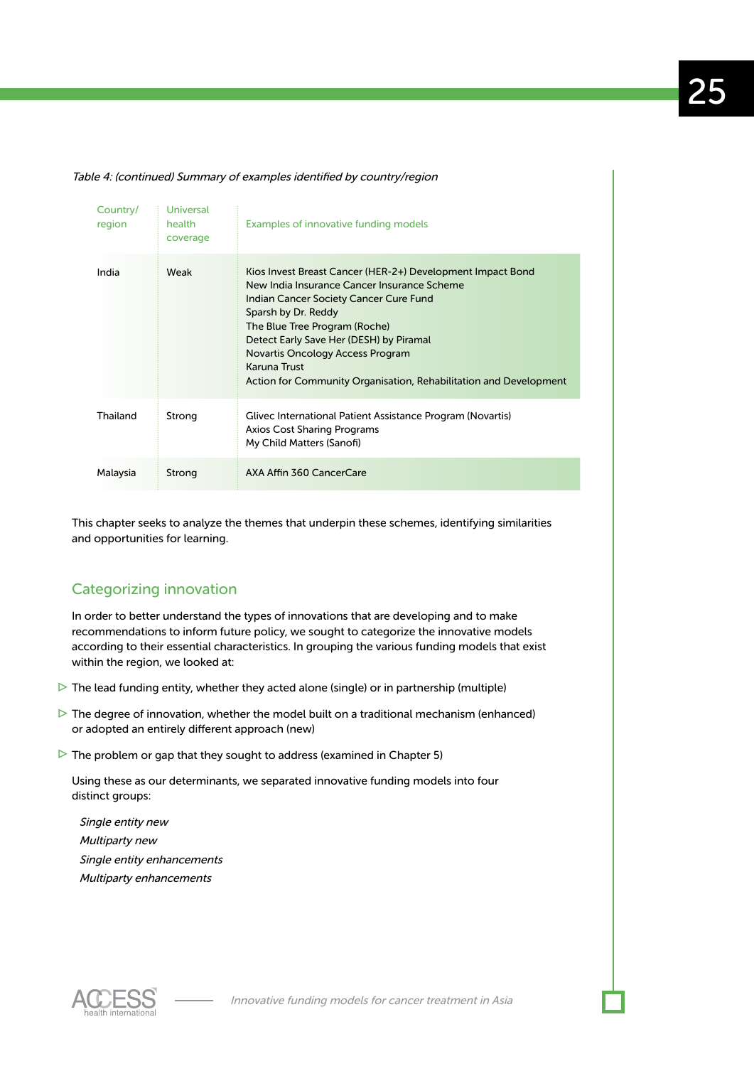*Table 4: (continued) Summary of examples identified by country/region*

| Country/ region | Universal health coverage | Examples of innovative funding models |
|---|---|---|
| India | Weak | Kios Invest Breast Cancer (HER-2+) Development Impact Bond<br>New India Insurance Cancer Insurance Scheme<br>Indian Cancer Society Cancer Cure Fund<br>Sparsh by Dr. Reddy<br>The Blue Tree Program (Roche)<br>Detect Early Save Her (DESH) by Piramal<br>Novartis Oncology Access Program<br>Karuna Trust<br>Action for Community Organisation, Rehabilitation and Development |
| Thailand | Strong | Glivec International Patient Assistance Program (Novartis)<br>Axios Cost Sharing Programs<br>My Child Matters (Sanofi) |
| Malaysia | Strong | AXA Affin 360 CancerCare |

This chapter seeks to analyze the themes that underpin these schemes, identifying similarities and opportunities for learning.

## Categorizing innovation

In order to better understand the types of innovations that are developing and to make recommendations to inform future policy, we sought to categorize the innovative models according to their essential characteristics. In grouping the various funding models that exist within the region, we looked at:

- The lead funding entity, whether they acted alone (single) or in partnership (multiple)
- The degree of innovation, whether the model built on a traditional mechanism (enhanced) or adopted an entirely different approach (new)
- The problem or gap that they sought to address (examined in Chapter 5)

Using these as our determinants, we separated innovative funding models into four distinct groups:

*Single entity new*
*Multiparty new*
*Single entity enhancements*
*Multiparty enhancements*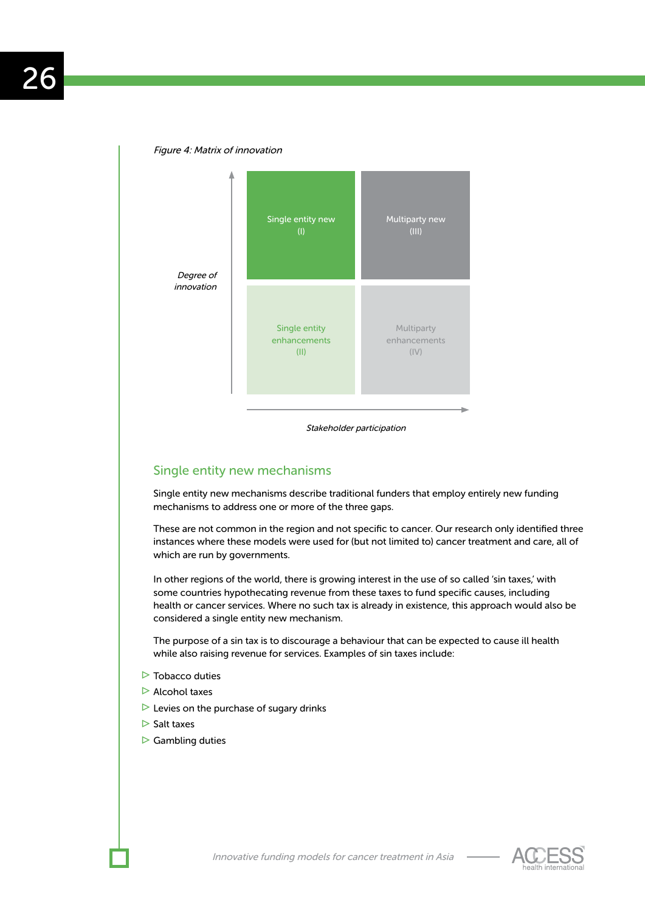*Figure 4: Matrix of innovation*

| Degree of innovation | | |
|---|---|---|
| | Single entity new (I) | Multiparty new (III) |
| | Single entity enhancements (II) | Multiparty enhancements (IV) |

*Stakeholder participation*

## Single entity new mechanisms

Single entity new mechanisms describe traditional funders that employ entirely new funding mechanisms to address one or more of the three gaps.

These are not common in the region and not specific to cancer. Our research only identified three instances where these models were used for (but not limited to) cancer treatment and care, all of which are run by governments.

In other regions of the world, there is growing interest in the use of so called 'sin taxes,' with some countries hypothecating revenue from these taxes to fund specific causes, including health or cancer services. Where no such tax is already in existence, this approach would also be considered a single entity new mechanism.

The purpose of a sin tax is to discourage a behaviour that can be expected to cause ill health while also raising revenue for services. Examples of sin taxes include:

- Tobacco duties
- Alcohol taxes
- Levies on the purchase of sugary drinks
- Salt taxes
- Gambling duties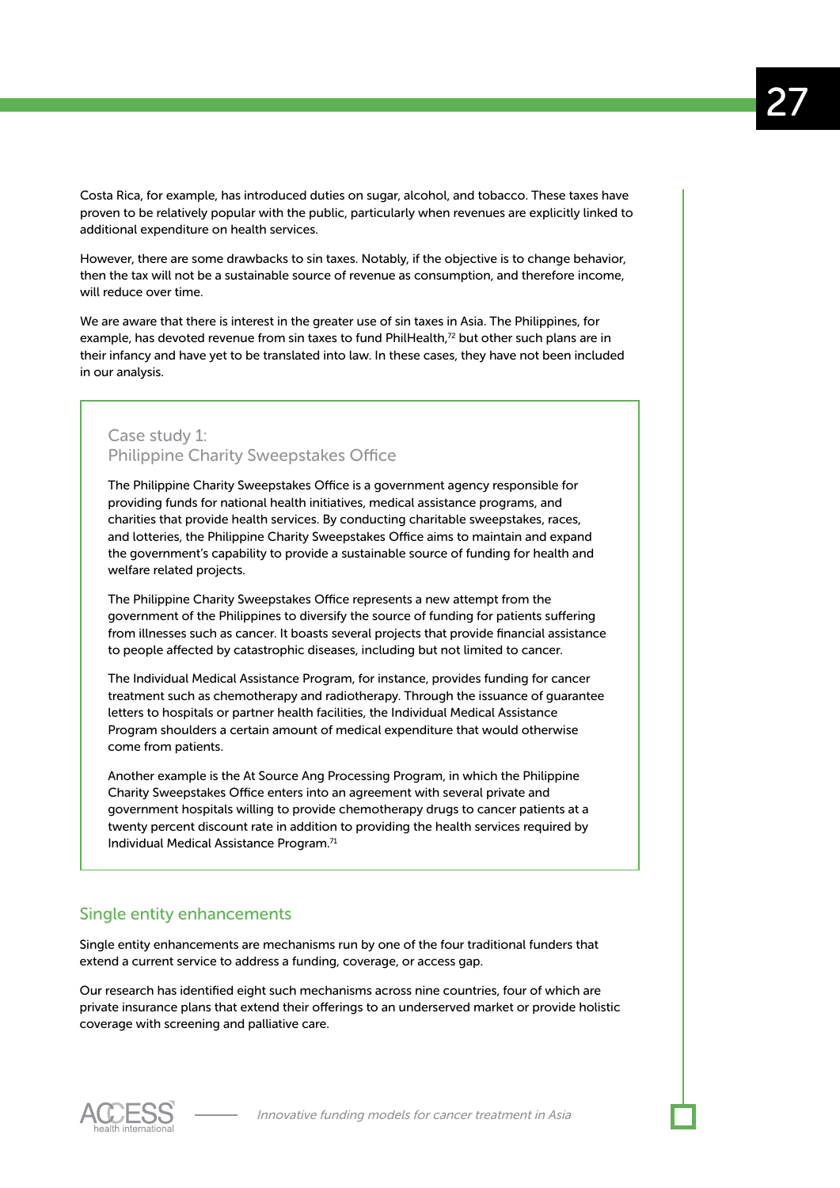Costa Rica, for example, has introduced duties on sugar, alcohol, and tobacco. These taxes have proven to be relatively popular with the public, particularly when revenues are explicitly linked to additional expenditure on health services.

However, there are some drawbacks to sin taxes. Notably, if the objective is to change behavior, then the tax will not be a sustainable source of revenue as consumption, and therefore income, will reduce over time.

We are aware that there is interest in the greater use of sin taxes in Asia. The Philippines, for example, has devoted revenue from sin taxes to fund PhilHealth,[72] but other such plans are in their infancy and have yet to be translated into law. In these cases, they have not been included in our analysis.

### Case study 1: Philippine Charity Sweepstakes Office

The Philippine Charity Sweepstakes Office is a government agency responsible for providing funds for national health initiatives, medical assistance programs, and charities that provide health services. By conducting charitable sweepstakes, races, and lotteries, the Philippine Charity Sweepstakes Office aims to maintain and expand the government's capability to provide a sustainable source of funding for health and welfare related projects.

The Philippine Charity Sweepstakes Office represents a new attempt from the government of the Philippines to diversify the source of funding for patients suffering from illnesses such as cancer. It boasts several projects that provide financial assistance to people affected by catastrophic diseases, including but not limited to cancer.

The Individual Medical Assistance Program, for instance, provides funding for cancer treatment such as chemotherapy and radiotherapy. Through the issuance of guarantee letters to hospitals or partner health facilities, the Individual Medical Assistance Program shoulders a certain amount of medical expenditure that would otherwise come from patients.

Another example is the At Source Ang Processing Program, in which the Philippine Charity Sweepstakes Office enters into an agreement with several private and government hospitals willing to provide chemotherapy drugs to cancer patients at a twenty percent discount rate in addition to providing the health services required by Individual Medical Assistance Program.[71]

## Single entity enhancements

Single entity enhancements are mechanisms run by one of the four traditional funders that extend a current service to address a funding, coverage, or access gap.

Our research has identified eight such mechanisms across nine countries, four of which are private insurance plans that extend their offerings to an underserved market or provide holistic coverage with screening and palliative care.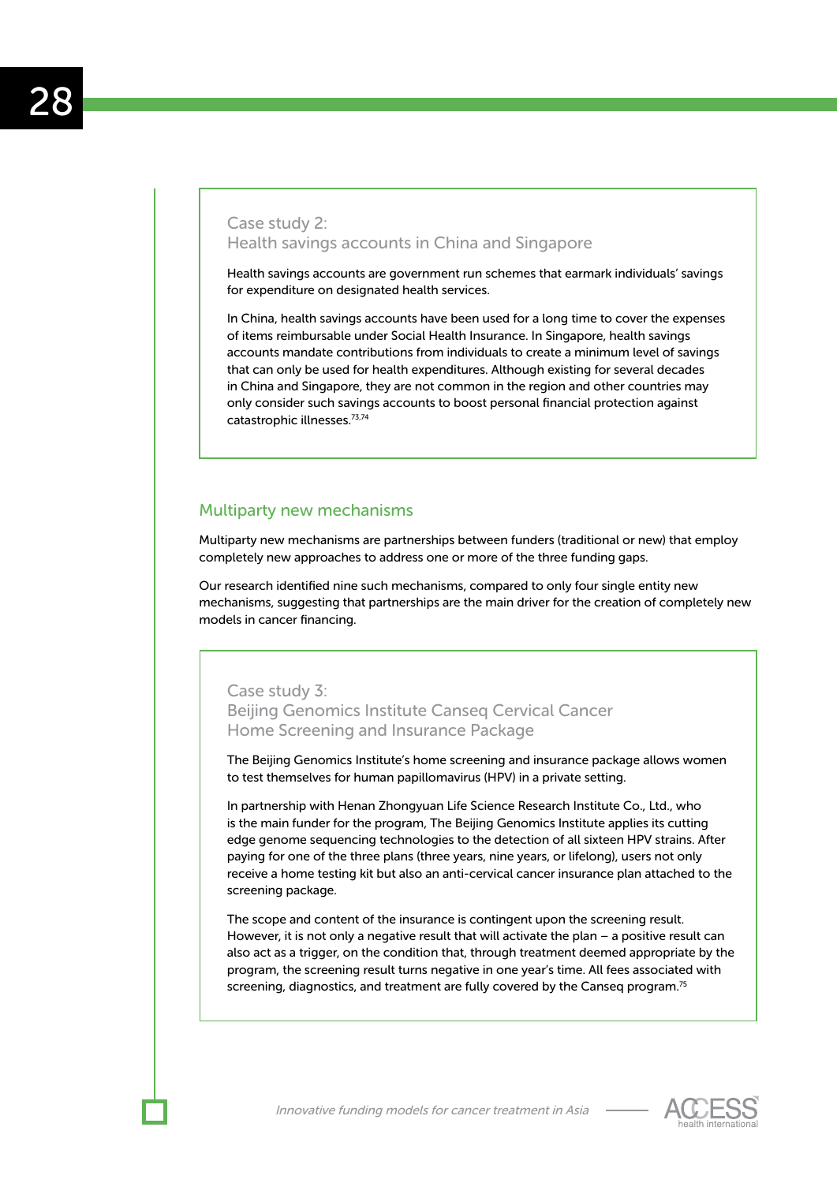### Case study 2: Health savings accounts in China and Singapore

Health savings accounts are government run schemes that earmark individuals' savings for expenditure on designated health services.

In China, health savings accounts have been used for a long time to cover the expenses of items reimbursable under Social Health Insurance. In Singapore, health savings accounts mandate contributions from individuals to create a minimum level of savings that can only be used for health expenditures. Although existing for several decades in China and Singapore, they are not common in the region and other countries may only consider such savings accounts to boost personal financial protection against catastrophic illnesses.[73,74]

## Multiparty new mechanisms

Multiparty new mechanisms are partnerships between funders (traditional or new) that employ completely new approaches to address one or more of the three funding gaps.

Our research identified nine such mechanisms, compared to only four single entity new mechanisms, suggesting that partnerships are the main driver for the creation of completely new models in cancer financing.

### Case study 3: Beijing Genomics Institute Canseq Cervical Cancer Home Screening and Insurance Package

The Beijing Genomics Institute's home screening and insurance package allows women to test themselves for human papillomavirus (HPV) in a private setting.

In partnership with Henan Zhongyuan Life Science Research Institute Co., Ltd., who is the main funder for the program, The Beijing Genomics Institute applies its cutting edge genome sequencing technologies to the detection of all sixteen HPV strains. After paying for one of the three plans (three years, nine years, or lifelong), users not only receive a home testing kit but also an anti-cervical cancer insurance plan attached to the screening package.

The scope and content of the insurance is contingent upon the screening result. However, it is not only a negative result that will activate the plan – a positive result can also act as a trigger, on the condition that, through treatment deemed appropriate by the program, the screening result turns negative in one year's time. All fees associated with screening, diagnostics, and treatment are fully covered by the Canseq program.[75]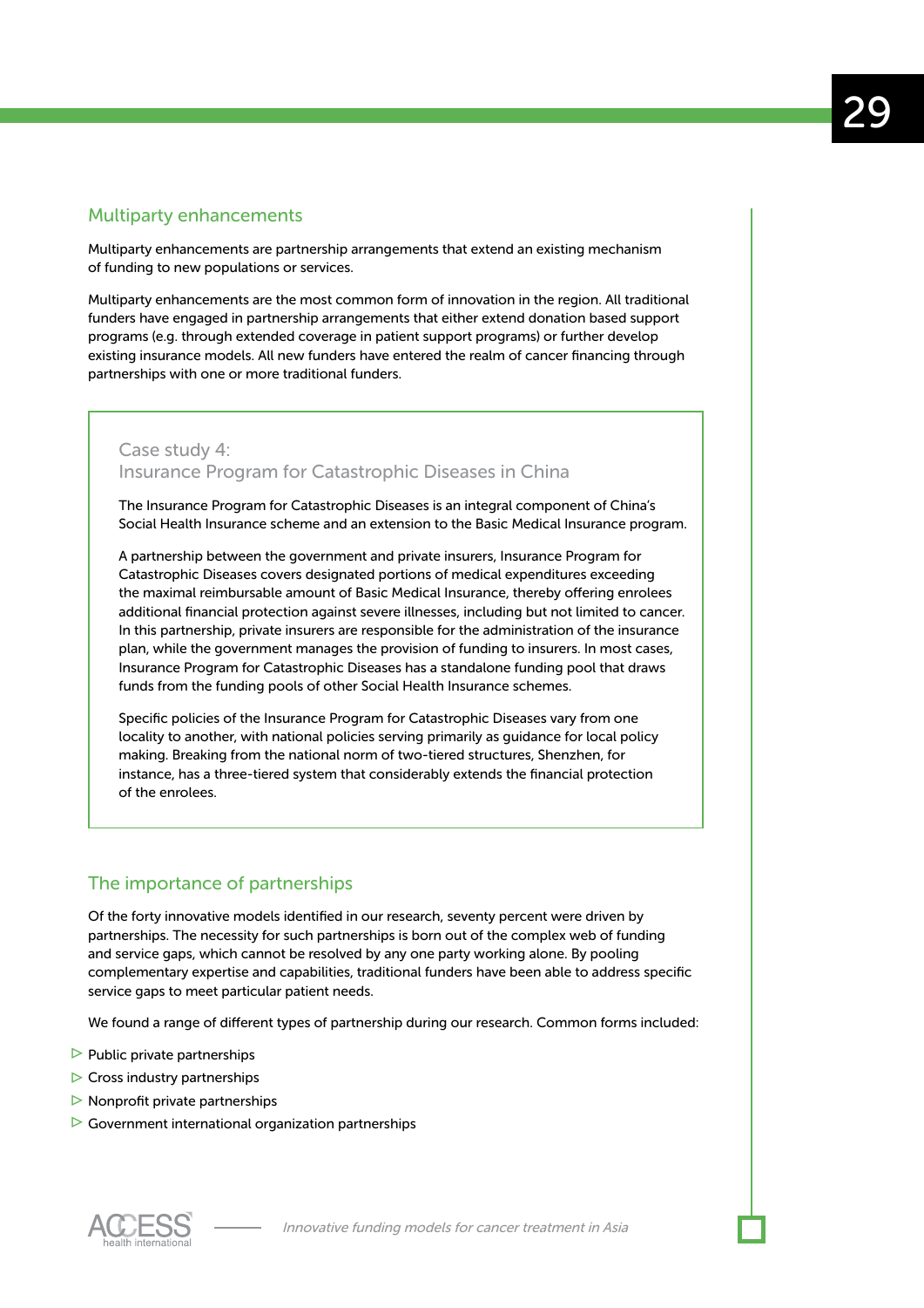## Multiparty enhancements

Multiparty enhancements are partnership arrangements that extend an existing mechanism of funding to new populations or services.

Multiparty enhancements are the most common form of innovation in the region. All traditional funders have engaged in partnership arrangements that either extend donation based support programs (e.g. through extended coverage in patient support programs) or further develop existing insurance models. All new funders have entered the realm of cancer financing through partnerships with one or more traditional funders.

### Case study 4: Insurance Program for Catastrophic Diseases in China

The Insurance Program for Catastrophic Diseases is an integral component of China's Social Health Insurance scheme and an extension to the Basic Medical Insurance program.

A partnership between the government and private insurers, Insurance Program for Catastrophic Diseases covers designated portions of medical expenditures exceeding the maximal reimbursable amount of Basic Medical Insurance, thereby offering enrolees additional financial protection against severe illnesses, including but not limited to cancer. In this partnership, private insurers are responsible for the administration of the insurance plan, while the government manages the provision of funding to insurers. In most cases, Insurance Program for Catastrophic Diseases has a standalone funding pool that draws funds from the funding pools of other Social Health Insurance schemes.

Specific policies of the Insurance Program for Catastrophic Diseases vary from one locality to another, with national policies serving primarily as guidance for local policy making. Breaking from the national norm of two-tiered structures, Shenzhen, for instance, has a three-tiered system that considerably extends the financial protection of the enrolees.

## The importance of partnerships

Of the forty innovative models identified in our research, seventy percent were driven by partnerships. The necessity for such partnerships is born out of the complex web of funding and service gaps, which cannot be resolved by any one party working alone. By pooling complementary expertise and capabilities, traditional funders have been able to address specific service gaps to meet particular patient needs.

We found a range of different types of partnership during our research. Common forms included:

- Public private partnerships
- Cross industry partnerships
- Nonprofit private partnerships
- Government international organization partnerships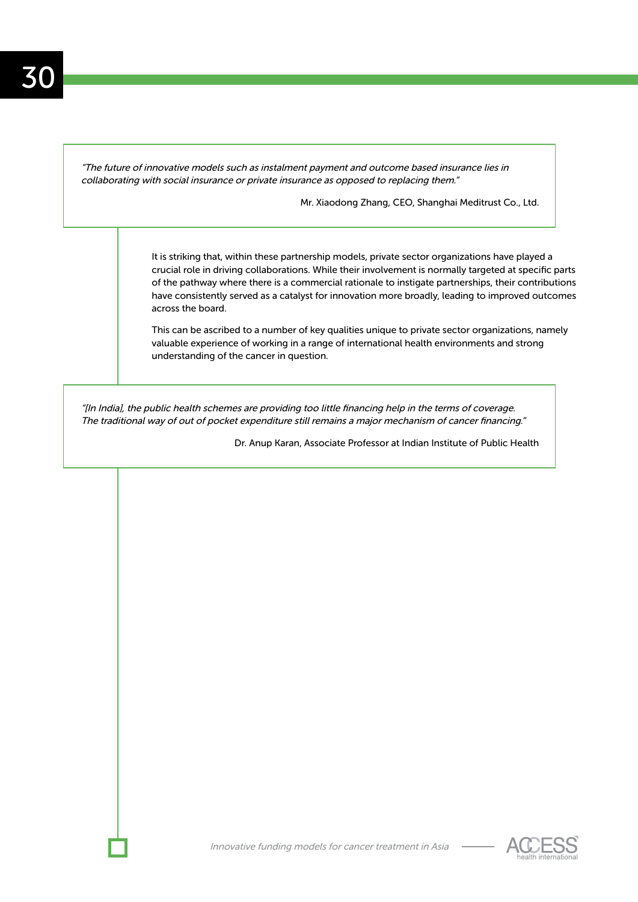> *"The future of innovative models such as instalment payment and outcome based insurance lies in collaborating with social insurance or private insurance as opposed to replacing them."*
>
> Mr. Xiaodong Zhang, CEO, Shanghai Meditrust Co., Ltd.

It is striking that, within these partnership models, private sector organizations have played a crucial role in driving collaborations. While their involvement is normally targeted at specific parts of the pathway where there is a commercial rationale to instigate partnerships, their contributions have consistently served as a catalyst for innovation more broadly, leading to improved outcomes across the board.

This can be ascribed to a number of key qualities unique to private sector organizations, namely valuable experience of working in a range of international health environments and strong understanding of the cancer in question.

> *"[In India], the public health schemes are providing too little financing help in the terms of coverage. The traditional way of out of pocket expenditure still remains a major mechanism of cancer financing."*
>
> Dr. Anup Karan, Associate Professor at Indian Institute of Public Health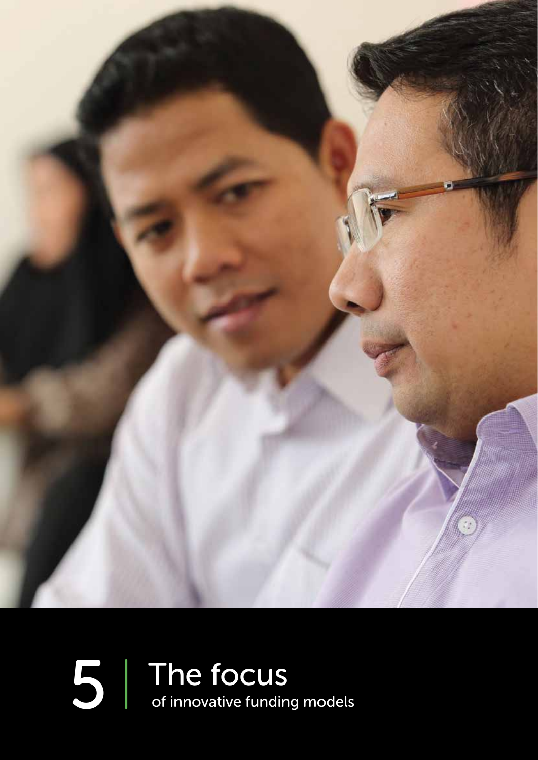# 5 | The focus of innovative funding models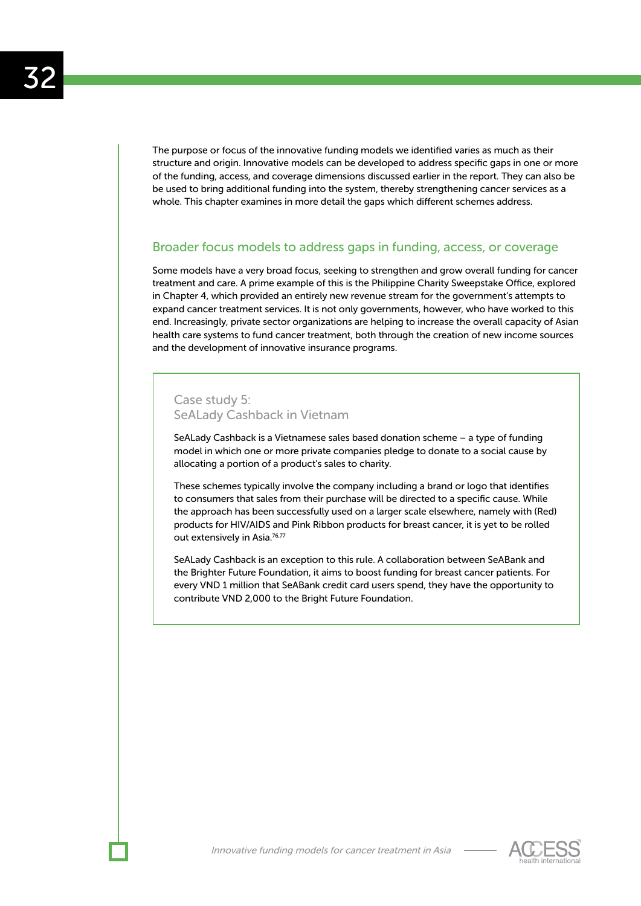The purpose or focus of the innovative funding models we identified varies as much as their structure and origin. Innovative models can be developed to address specific gaps in one or more of the funding, access, and coverage dimensions discussed earlier in the report. They can also be be used to bring additional funding into the system, thereby strengthening cancer services as a whole. This chapter examines in more detail the gaps which different schemes address.

## Broader focus models to address gaps in funding, access, or coverage

Some models have a very broad focus, seeking to strengthen and grow overall funding for cancer treatment and care. A prime example of this is the Philippine Charity Sweepstake Office, explored in Chapter 4, which provided an entirely new revenue stream for the government's attempts to expand cancer treatment services. It is not only governments, however, who have worked to this end. Increasingly, private sector organizations are helping to increase the overall capacity of Asian health care systems to fund cancer treatment, both through the creation of new income sources and the development of innovative insurance programs.

### Case study 5: SeALady Cashback in Vietnam

SeALady Cashback is a Vietnamese sales based donation scheme – a type of funding model in which one or more private companies pledge to donate to a social cause by allocating a portion of a product's sales to charity.

These schemes typically involve the company including a brand or logo that identifies to consumers that sales from their purchase will be directed to a specific cause. While the approach has been successfully used on a larger scale elsewhere, namely with (Red) products for HIV/AIDS and Pink Ribbon products for breast cancer, it is yet to be rolled out extensively in Asia.[76,77]

SeALady Cashback is an exception to this rule. A collaboration between SeABank and the Brighter Future Foundation, it aims to boost funding for breast cancer patients. For every VND 1 million that SeABank credit card users spend, they have the opportunity to contribute VND 2,000 to the Bright Future Foundation.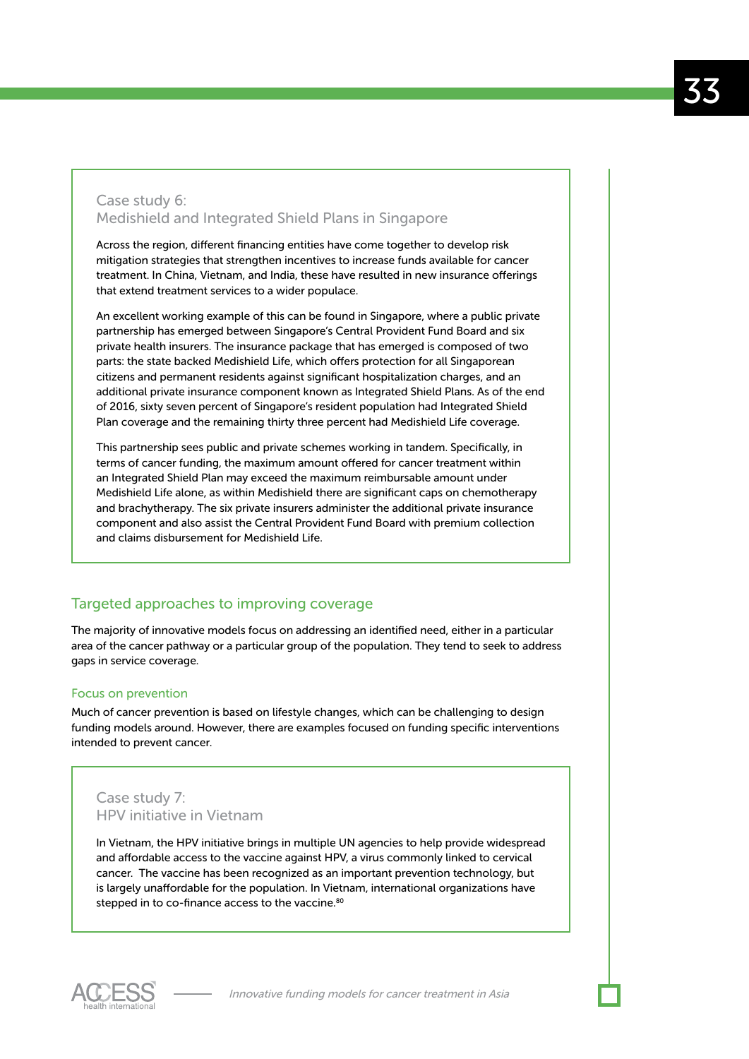### Case study 6: Medishield and Integrated Shield Plans in Singapore

Across the region, different financing entities have come together to develop risk mitigation strategies that strengthen incentives to increase funds available for cancer treatment. In China, Vietnam, and India, these have resulted in new insurance offerings that extend treatment services to a wider populace.

An excellent working example of this can be found in Singapore, where a public private partnership has emerged between Singapore's Central Provident Fund Board and six private health insurers. The insurance package that has emerged is composed of two parts: the state backed Medishield Life, which offers protection for all Singaporean citizens and permanent residents against significant hospitalization charges, and an additional private insurance component known as Integrated Shield Plans. As of the end of 2016, sixty seven percent of Singapore's resident population had Integrated Shield Plan coverage and the remaining thirty three percent had Medishield Life coverage.

This partnership sees public and private schemes working in tandem. Specifically, in terms of cancer funding, the maximum amount offered for cancer treatment within an Integrated Shield Plan may exceed the maximum reimbursable amount under Medishield Life alone, as within Medishield there are significant caps on chemotherapy and brachytherapy. The six private insurers administer the additional private insurance component and also assist the Central Provident Fund Board with premium collection and claims disbursement for Medishield Life.

## Targeted approaches to improving coverage

The majority of innovative models focus on addressing an identified need, either in a particular area of the cancer pathway or a particular group of the population. They tend to seek to address gaps in service coverage.

### Focus on prevention

Much of cancer prevention is based on lifestyle changes, which can be challenging to design funding models around. However, there are examples focused on funding specific interventions intended to prevent cancer.

### Case study 7: HPV initiative in Vietnam

In Vietnam, the HPV initiative brings in multiple UN agencies to help provide widespread and affordable access to the vaccine against HPV, a virus commonly linked to cervical cancer. The vaccine has been recognized as an important prevention technology, but is largely unaffordable for the population. In Vietnam, international organizations have stepped in to co-finance access to the vaccine.[80]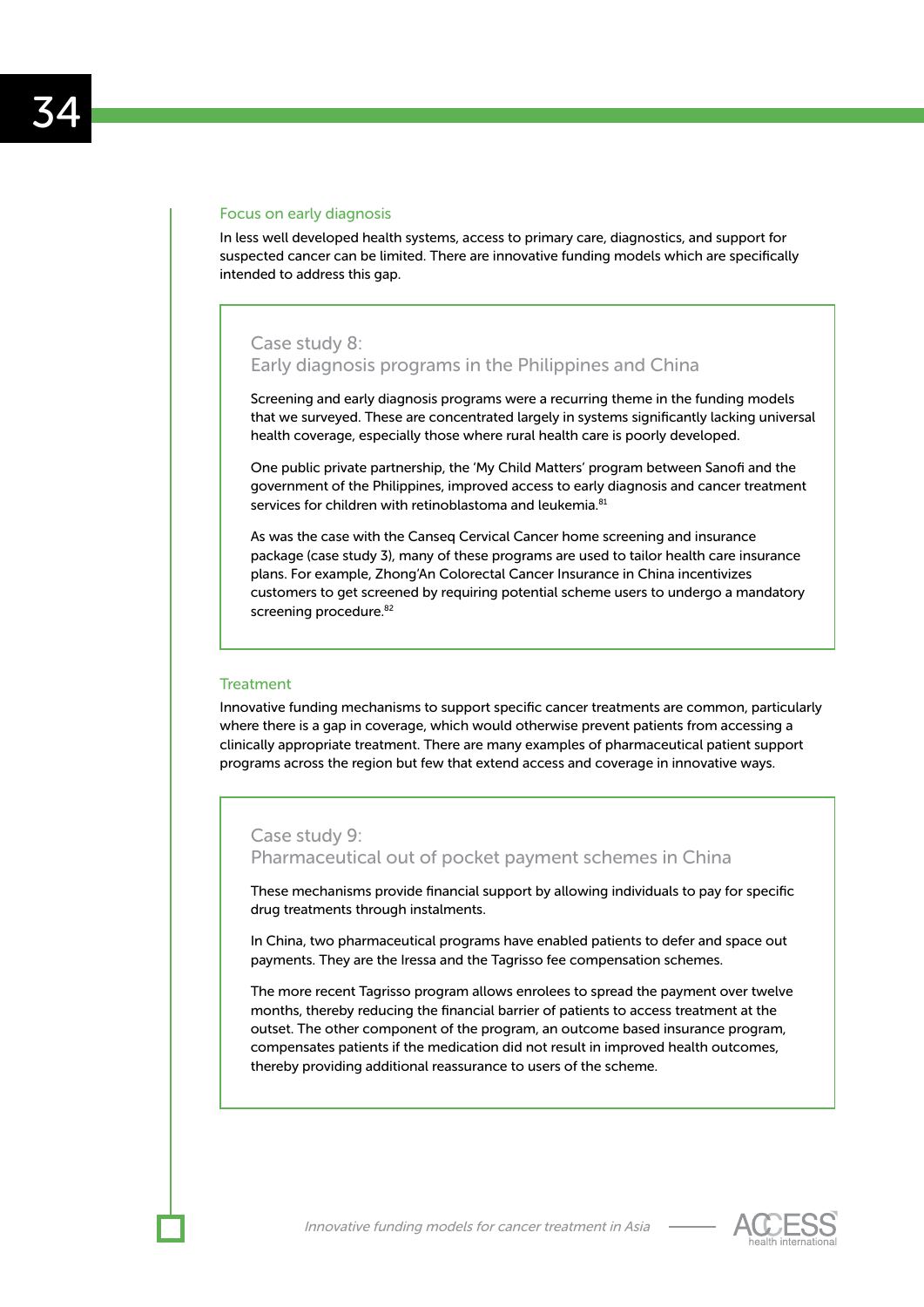## Focus on early diagnosis

In less well developed health systems, access to primary care, diagnostics, and support for suspected cancer can be limited. There are innovative funding models which are specifically intended to address this gap.

### Case study 8:
### Early diagnosis programs in the Philippines and China

Screening and early diagnosis programs were a recurring theme in the funding models that we surveyed. These are concentrated largely in systems significantly lacking universal health coverage, especially those where rural health care is poorly developed.

One public private partnership, the 'My Child Matters' program between Sanofi and the government of the Philippines, improved access to early diagnosis and cancer treatment services for children with retinoblastoma and leukemia.[81]

As was the case with the Canseq Cervical Cancer home screening and insurance package (case study 3), many of these programs are used to tailor health care insurance plans. For example, Zhong'An Colorectal Cancer Insurance in China incentivizes customers to get screened by requiring potential scheme users to undergo a mandatory screening procedure.[82]

## Treatment

Innovative funding mechanisms to support specific cancer treatments are common, particularly where there is a gap in coverage, which would otherwise prevent patients from accessing a clinically appropriate treatment. There are many examples of pharmaceutical patient support programs across the region but few that extend access and coverage in innovative ways.

### Case study 9:
### Pharmaceutical out of pocket payment schemes in China

These mechanisms provide financial support by allowing individuals to pay for specific drug treatments through instalments.

In China, two pharmaceutical programs have enabled patients to defer and space out payments. They are the Iressa and the Tagrisso fee compensation schemes.

The more recent Tagrisso program allows enrolees to spread the payment over twelve months, thereby reducing the financial barrier of patients to access treatment at the outset. The other component of the program, an outcome based insurance program, compensates patients if the medication did not result in improved health outcomes, thereby providing additional reassurance to users of the scheme.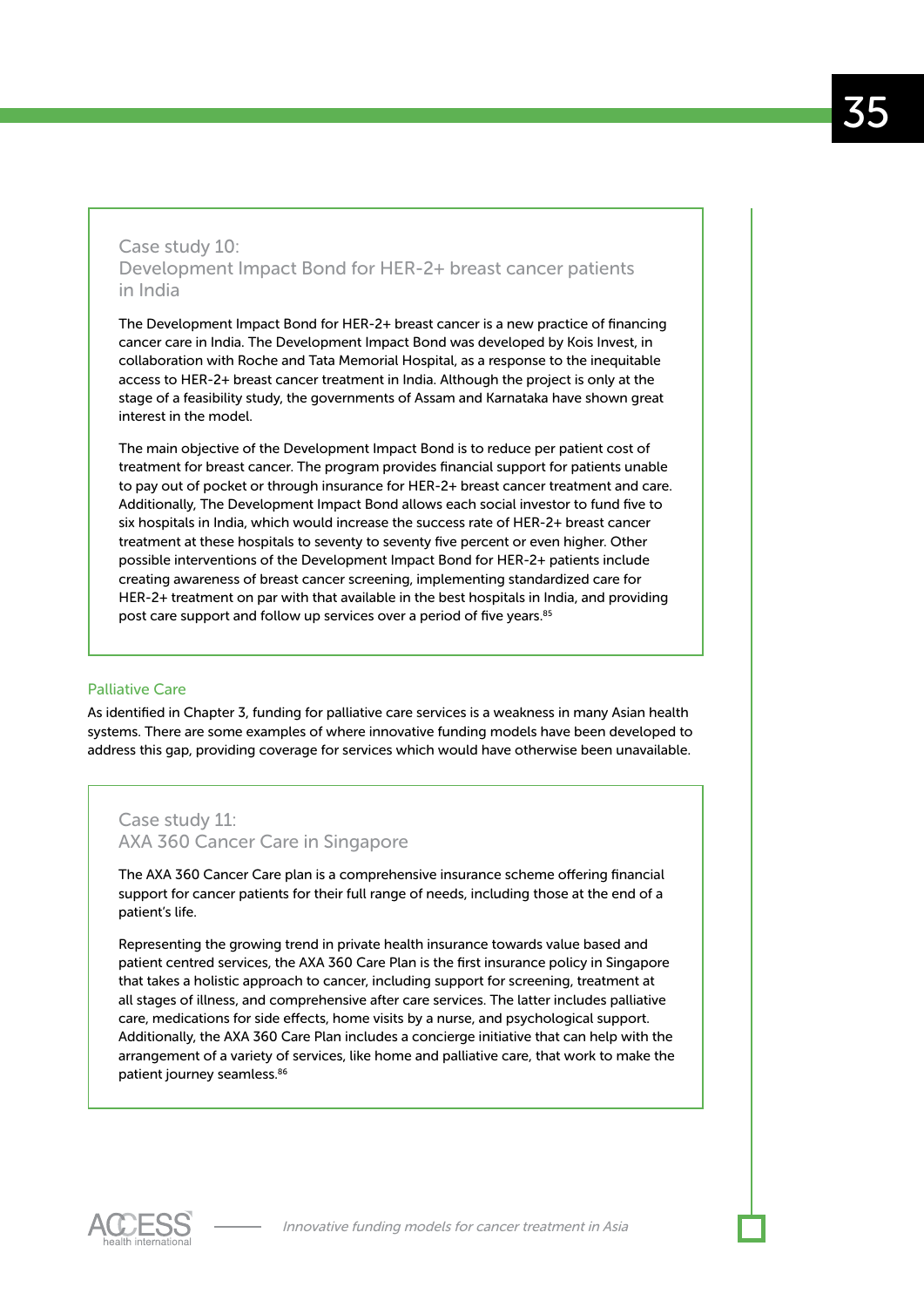### Case study 10: Development Impact Bond for HER-2+ breast cancer patients in India

The Development Impact Bond for HER-2+ breast cancer is a new practice of financing cancer care in India. The Development Impact Bond was developed by Kois Invest, in collaboration with Roche and Tata Memorial Hospital, as a response to the inequitable access to HER-2+ breast cancer treatment in India. Although the project is only at the stage of a feasibility study, the governments of Assam and Karnataka have shown great interest in the model.

The main objective of the Development Impact Bond is to reduce per patient cost of treatment for breast cancer. The program provides financial support for patients unable to pay out of pocket or through insurance for HER-2+ breast cancer treatment and care. Additionally, The Development Impact Bond allows each social investor to fund five to six hospitals in India, which would increase the success rate of HER-2+ breast cancer treatment at these hospitals to seventy to seventy five percent or even higher. Other possible interventions of the Development Impact Bond for HER-2+ patients include creating awareness of breast cancer screening, implementing standardized care for HER-2+ treatment on par with that available in the best hospitals in India, and providing post care support and follow up services over a period of five years.[85]

## Palliative Care

As identified in Chapter 3, funding for palliative care services is a weakness in many Asian health systems. There are some examples of where innovative funding models have been developed to address this gap, providing coverage for services which would have otherwise been unavailable.

### Case study 11: AXA 360 Cancer Care in Singapore

The AXA 360 Cancer Care plan is a comprehensive insurance scheme offering financial support for cancer patients for their full range of needs, including those at the end of a patient's life.

Representing the growing trend in private health insurance towards value based and patient centred services, the AXA 360 Care Plan is the first insurance policy in Singapore that takes a holistic approach to cancer, including support for screening, treatment at all stages of illness, and comprehensive after care services. The latter includes palliative care, medications for side effects, home visits by a nurse, and psychological support. Additionally, the AXA 360 Care Plan includes a concierge initiative that can help with the arrangement of a variety of services, like home and palliative care, that work to make the patient journey seamless.[86]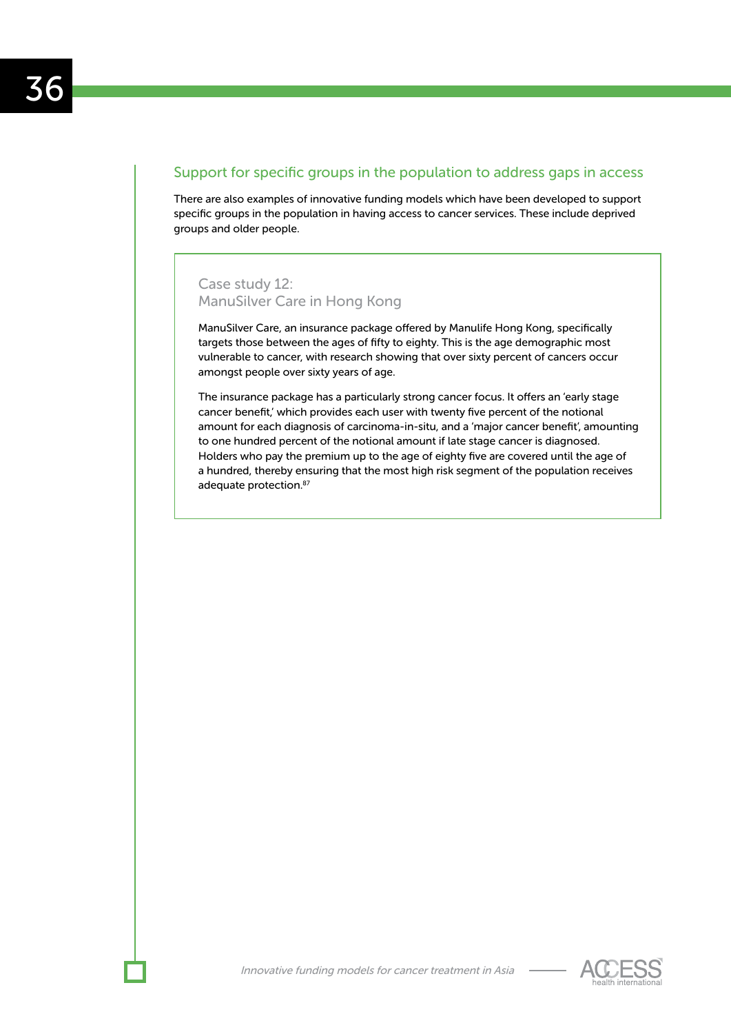## Support for specific groups in the population to address gaps in access

There are also examples of innovative funding models which have been developed to support specific groups in the population in having access to cancer services. These include deprived groups and older people.

### Case study 12: ManuSilver Care in Hong Kong

ManuSilver Care, an insurance package offered by Manulife Hong Kong, specifically targets those between the ages of fifty to eighty. This is the age demographic most vulnerable to cancer, with research showing that over sixty percent of cancers occur amongst people over sixty years of age.

The insurance package has a particularly strong cancer focus. It offers an 'early stage cancer benefit,' which provides each user with twenty five percent of the notional amount for each diagnosis of carcinoma-in-situ, and a 'major cancer benefit', amounting to one hundred percent of the notional amount if late stage cancer is diagnosed. Holders who pay the premium up to the age of eighty five are covered until the age of a hundred, thereby ensuring that the most high risk segment of the population receives adequate protection.[87]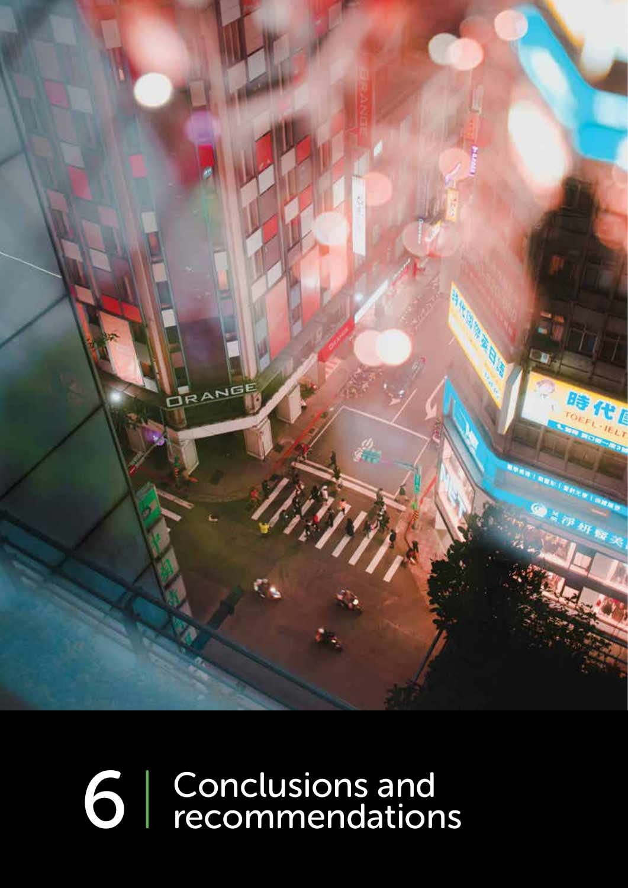# 6 | Conclusions and recommendations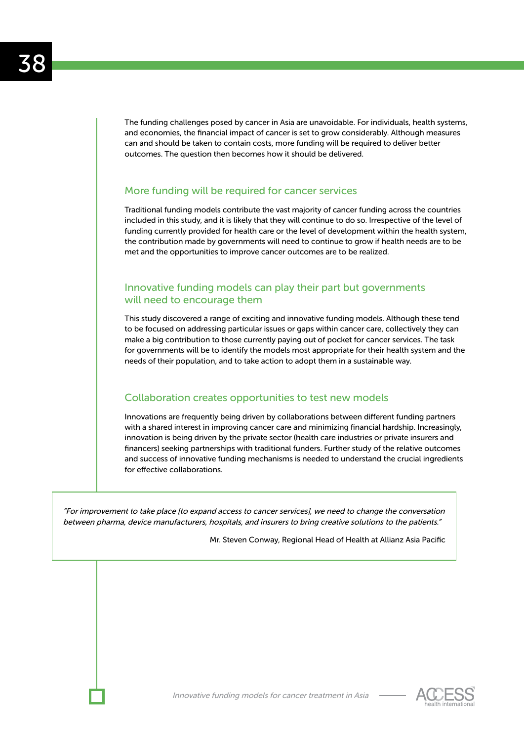The funding challenges posed by cancer in Asia are unavoidable. For individuals, health systems, and economies, the financial impact of cancer is set to grow considerably. Although measures can and should be taken to contain costs, more funding will be required to deliver better outcomes. The question then becomes how it should be delivered.

## More funding will be required for cancer services

Traditional funding models contribute the vast majority of cancer funding across the countries included in this study, and it is likely that they will continue to do so. Irrespective of the level of funding currently provided for health care or the level of development within the health system, the contribution made by governments will need to continue to grow if health needs are to be met and the opportunities to improve cancer outcomes are to be realized.

## Innovative funding models can play their part but governments will need to encourage them

This study discovered a range of exciting and innovative funding models. Although these tend to be focused on addressing particular issues or gaps within cancer care, collectively they can make a big contribution to those currently paying out of pocket for cancer services. The task for governments will be to identify the models most appropriate for their health system and the needs of their population, and to take action to adopt them in a sustainable way.

## Collaboration creates opportunities to test new models

Innovations are frequently being driven by collaborations between different funding partners with a shared interest in improving cancer care and minimizing financial hardship. Increasingly, innovation is being driven by the private sector (health care industries or private insurers and financers) seeking partnerships with traditional funders. Further study of the relative outcomes and success of innovative funding mechanisms is needed to understand the crucial ingredients for effective collaborations.

> *"For improvement to take place [to expand access to cancer services], we need to change the conversation between pharma, device manufacturers, hospitals, and insurers to bring creative solutions to the patients."*
>
> Mr. Steven Conway, Regional Head of Health at Allianz Asia Pacific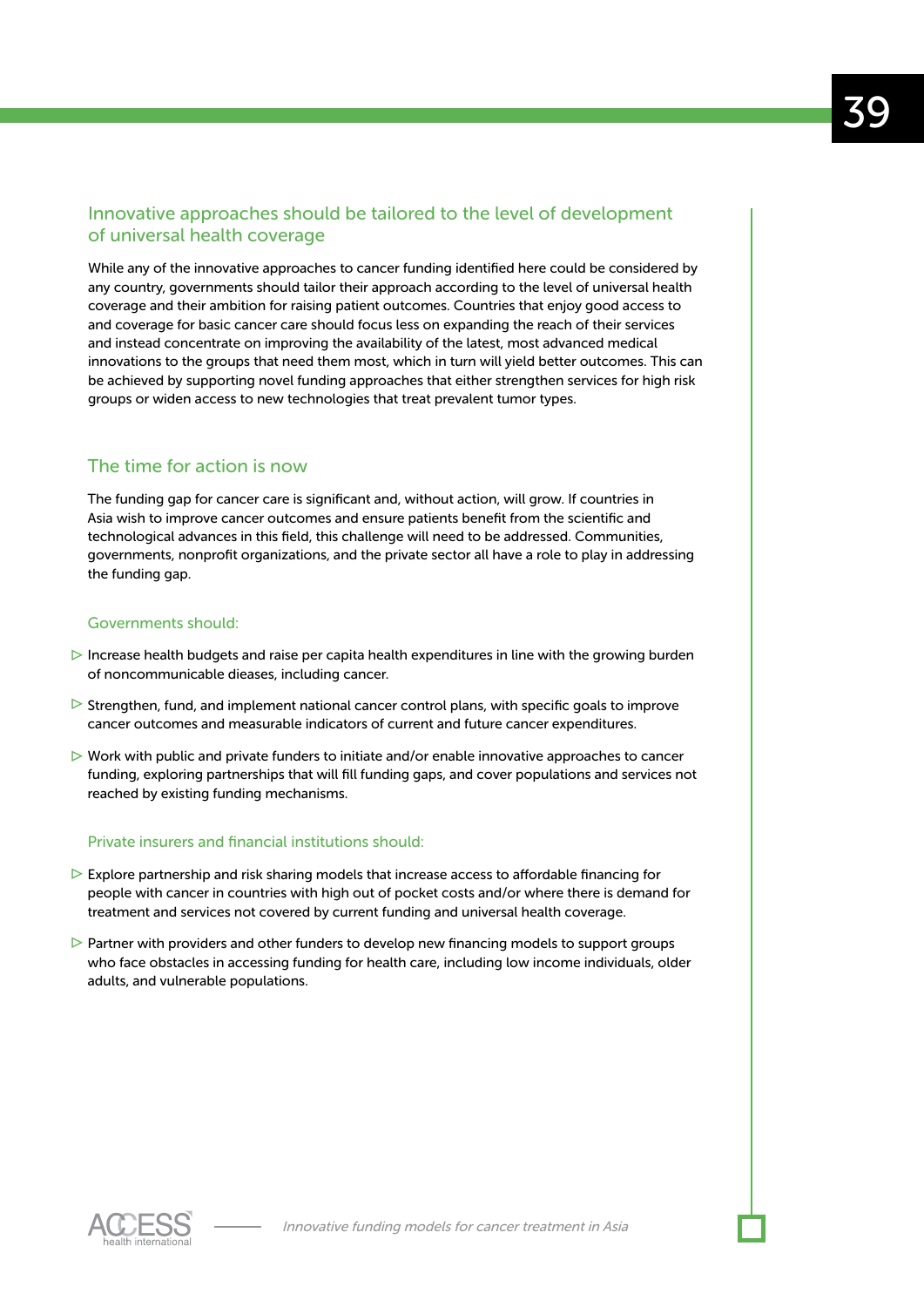## Innovative approaches should be tailored to the level of development of universal health coverage

While any of the innovative approaches to cancer funding identified here could be considered by any country, governments should tailor their approach according to the level of universal health coverage and their ambition for raising patient outcomes. Countries that enjoy good access to and coverage for basic cancer care should focus less on expanding the reach of their services and instead concentrate on improving the availability of the latest, most advanced medical innovations to the groups that need them most, which in turn will yield better outcomes. This can be achieved by supporting novel funding approaches that either strengthen services for high risk groups or widen access to new technologies that treat prevalent tumor types.

## The time for action is now

The funding gap for cancer care is significant and, without action, will grow. If countries in Asia wish to improve cancer outcomes and ensure patients benefit from the scientific and technological advances in this field, this challenge will need to be addressed. Communities, governments, nonprofit organizations, and the private sector all have a role to play in addressing the funding gap.

### Governments should:

- Increase health budgets and raise per capita health expenditures in line with the growing burden of noncommunicable dieases, including cancer.
- Strengthen, fund, and implement national cancer control plans, with specific goals to improve cancer outcomes and measurable indicators of current and future cancer expenditures.
- Work with public and private funders to initiate and/or enable innovative approaches to cancer funding, exploring partnerships that will fill funding gaps, and cover populations and services not reached by existing funding mechanisms.

### Private insurers and financial institutions should:

- Explore partnership and risk sharing models that increase access to affordable financing for people with cancer in countries with high out of pocket costs and/or where there is demand for treatment and services not covered by current funding and universal health coverage.
- Partner with providers and other funders to develop new financing models to support groups who face obstacles in accessing funding for health care, including low income individuals, older adults, and vulnerable populations.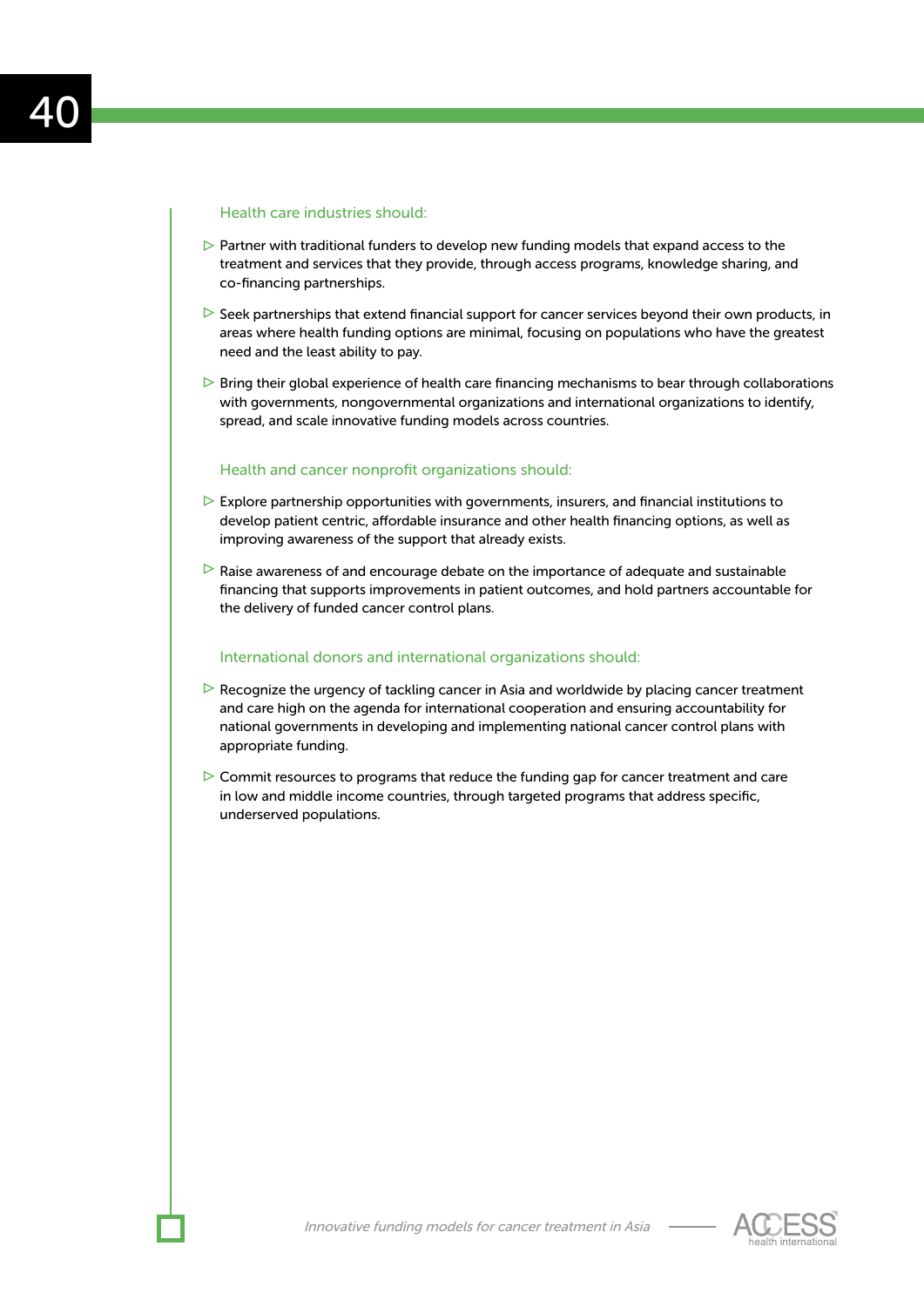### Health care industries should:

- Partner with traditional funders to develop new funding models that expand access to the treatment and services that they provide, through access programs, knowledge sharing, and co-financing partnerships.
- Seek partnerships that extend financial support for cancer services beyond their own products, in areas where health funding options are minimal, focusing on populations who have the greatest need and the least ability to pay.
- Bring their global experience of health care financing mechanisms to bear through collaborations with governments, nongovernmental organizations and international organizations to identify, spread, and scale innovative funding models across countries.

### Health and cancer nonprofit organizations should:

- Explore partnership opportunities with governments, insurers, and financial institutions to develop patient centric, affordable insurance and other health financing options, as well as improving awareness of the support that already exists.
- Raise awareness of and encourage debate on the importance of adequate and sustainable financing that supports improvements in patient outcomes, and hold partners accountable for the delivery of funded cancer control plans.

### International donors and international organizations should:

- Recognize the urgency of tackling cancer in Asia and worldwide by placing cancer treatment and care high on the agenda for international cooperation and ensuring accountability for national governments in developing and implementing national cancer control plans with appropriate funding.
- Commit resources to programs that reduce the funding gap for cancer treatment and care in low and middle income countries, through targeted programs that address specific, underserved populations.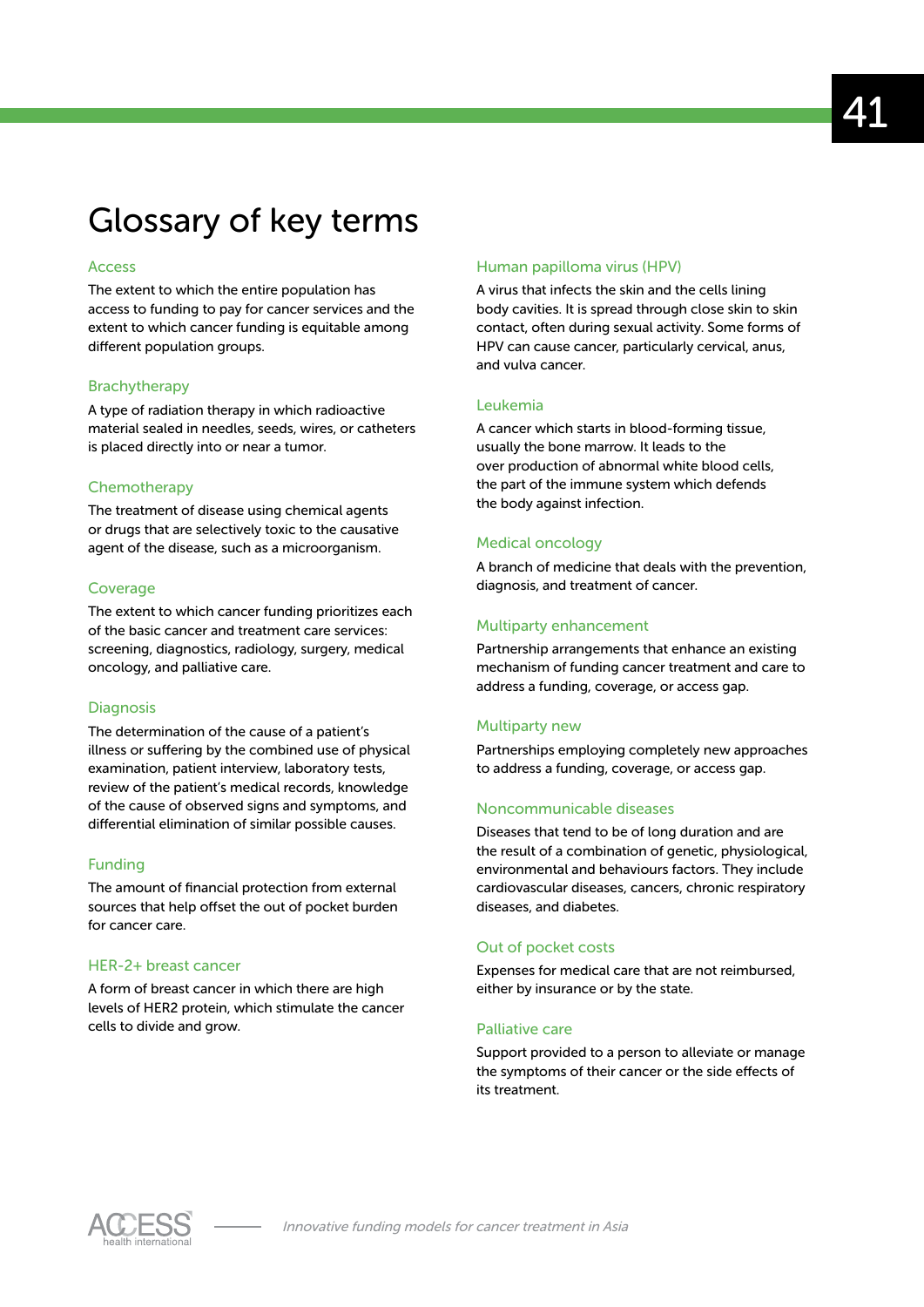# Glossary of key terms

### Access

The extent to which the entire population has access to funding to pay for cancer services and the extent to which cancer funding is equitable among different population groups.

### Brachytherapy

A type of radiation therapy in which radioactive material sealed in needles, seeds, wires, or catheters is placed directly into or near a tumor.

### Chemotherapy

The treatment of disease using chemical agents or drugs that are selectively toxic to the causative agent of the disease, such as a microorganism.

### Coverage

The extent to which cancer funding prioritizes each of the basic cancer and treatment care services: screening, diagnostics, radiology, surgery, medical oncology, and palliative care.

### Diagnosis

The determination of the cause of a patient's illness or suffering by the combined use of physical examination, patient interview, laboratory tests, review of the patient's medical records, knowledge of the cause of observed signs and symptoms, and differential elimination of similar possible causes.

### Funding

The amount of financial protection from external sources that help offset the out of pocket burden for cancer care.

### HER-2+ breast cancer

A form of breast cancer in which there are high levels of HER2 protein, which stimulate the cancer cells to divide and grow.

### Human papilloma virus (HPV)

A virus that infects the skin and the cells lining body cavities. It is spread through close skin to skin contact, often during sexual activity. Some forms of HPV can cause cancer, particularly cervical, anus, and vulva cancer.

### Leukemia

A cancer which starts in blood-forming tissue, usually the bone marrow. It leads to the over production of abnormal white blood cells, the part of the immune system which defends the body against infection.

### Medical oncology

A branch of medicine that deals with the prevention, diagnosis, and treatment of cancer.

### Multiparty enhancement

Partnership arrangements that enhance an existing mechanism of funding cancer treatment and care to address a funding, coverage, or access gap.

### Multiparty new

Partnerships employing completely new approaches to address a funding, coverage, or access gap.

### Noncommunicable diseases

Diseases that tend to be of long duration and are the result of a combination of genetic, physiological, environmental and behaviours factors. They include cardiovascular diseases, cancers, chronic respiratory diseases, and diabetes.

### Out of pocket costs

Expenses for medical care that are not reimbursed, either by insurance or by the state.

### Palliative care

Support provided to a person to alleviate or manage the symptoms of their cancer or the side effects of its treatment.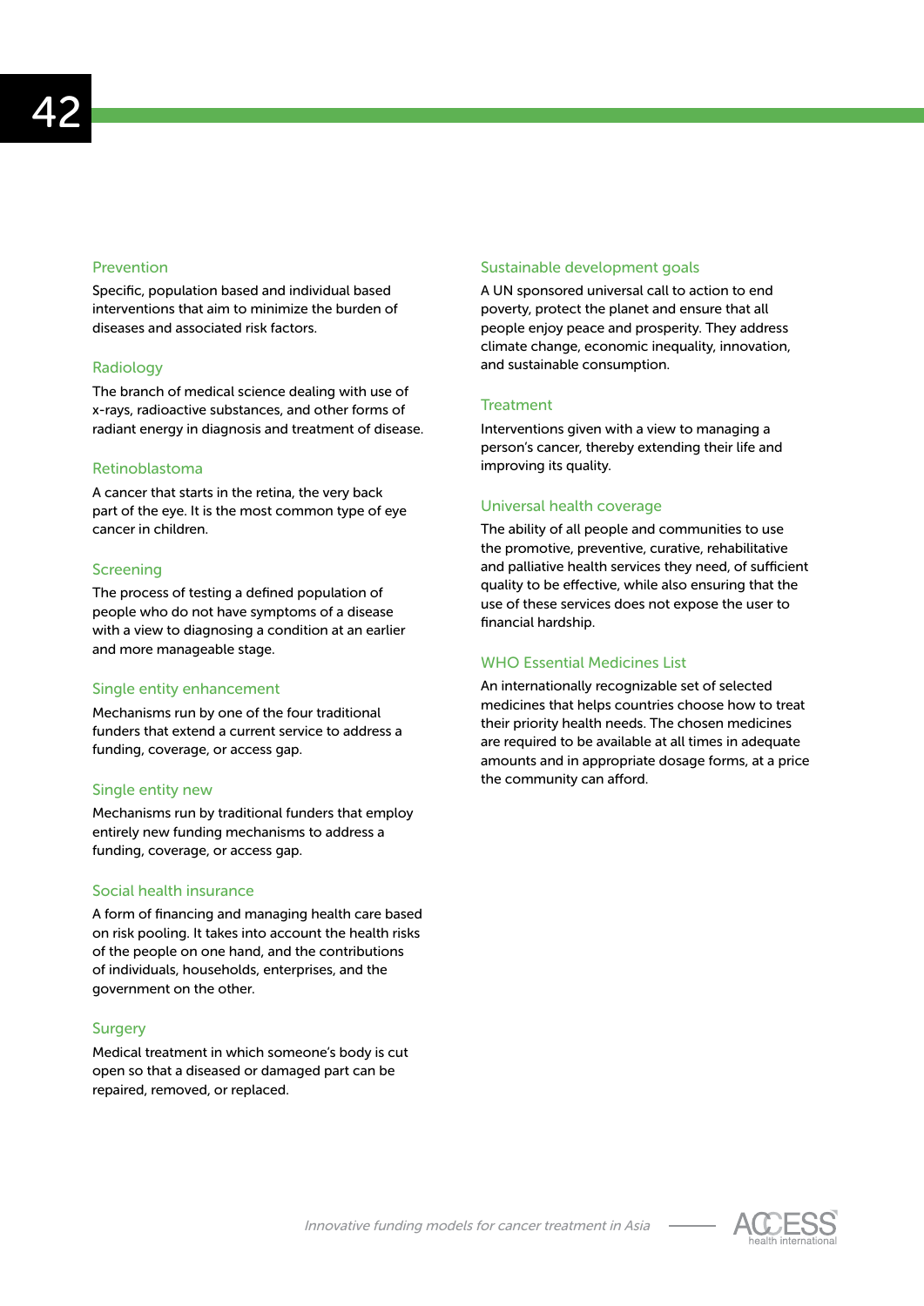### Prevention

Specific, population based and individual based interventions that aim to minimize the burden of diseases and associated risk factors.

### Radiology

The branch of medical science dealing with use of x-rays, radioactive substances, and other forms of radiant energy in diagnosis and treatment of disease.

### Retinoblastoma

A cancer that starts in the retina, the very back part of the eye. It is the most common type of eye cancer in children.

### Screening

The process of testing a defined population of people who do not have symptoms of a disease with a view to diagnosing a condition at an earlier and more manageable stage.

### Single entity enhancement

Mechanisms run by one of the four traditional funders that extend a current service to address a funding, coverage, or access gap.

### Single entity new

Mechanisms run by traditional funders that employ entirely new funding mechanisms to address a funding, coverage, or access gap.

### Social health insurance

A form of financing and managing health care based on risk pooling. It takes into account the health risks of the people on one hand, and the contributions of individuals, households, enterprises, and the government on the other.

### Surgery

Medical treatment in which someone's body is cut open so that a diseased or damaged part can be repaired, removed, or replaced.

### Sustainable development goals

A UN sponsored universal call to action to end poverty, protect the planet and ensure that all people enjoy peace and prosperity. They address climate change, economic inequality, innovation, and sustainable consumption.

### Treatment

Interventions given with a view to managing a person's cancer, thereby extending their life and improving its quality.

### Universal health coverage

The ability of all people and communities to use the promotive, preventive, curative, rehabilitative and palliative health services they need, of sufficient quality to be effective, while also ensuring that the use of these services does not expose the user to financial hardship.

### WHO Essential Medicines List

An internationally recognizable set of selected medicines that helps countries choose how to treat their priority health needs. The chosen medicines are required to be available at all times in adequate amounts and in appropriate dosage forms, at a price the community can afford.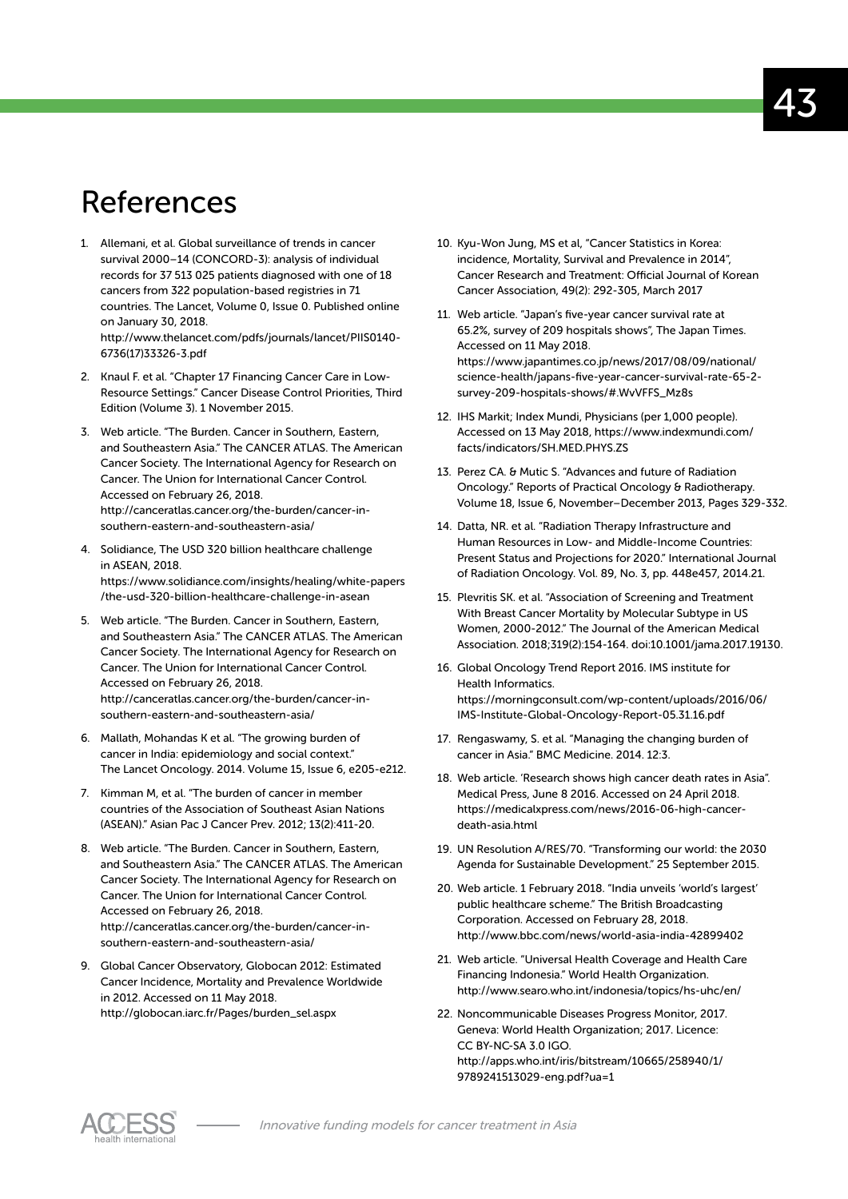# References

1. Allemani, et al. Global surveillance of trends in cancer survival 2000–14 (CONCORD-3): analysis of individual records for 37 513 025 patients diagnosed with one of 18 cancers from 322 population-based registries in 71 countries. The Lancet, Volume 0, Issue 0. Published online on January 30, 2018. http://www.thelancet.com/pdfs/journals/lancet/PIIS0140-6736(17)33326-3.pdf

2. Knaul F. et al. "Chapter 17 Financing Cancer Care in Low-Resource Settings." Cancer Disease Control Priorities, Third Edition (Volume 3). 1 November 2015.

3. Web article. "The Burden. Cancer in Southern, Eastern, and Southeastern Asia." The CANCER ATLAS. The American Cancer Society. The International Agency for Research on Cancer. The Union for International Cancer Control. Accessed on February 26, 2018. http://canceratlas.cancer.org/the-burden/cancer-in-southern-eastern-and-southeastern-asia/

4. Solidiance, The USD 320 billion healthcare challenge in ASEAN, 2018. https://www.solidiance.com/insights/healing/white-papers/the-usd-320-billion-healthcare-challenge-in-asean

5. Web article. "The Burden. Cancer in Southern, Eastern, and Southeastern Asia." The CANCER ATLAS. The American Cancer Society. The International Agency for Research on Cancer. The Union for International Cancer Control. Accessed on February 26, 2018. http://canceratlas.cancer.org/the-burden/cancer-in-southern-eastern-and-southeastern-asia/

6. Mallath, Mohandas K et al. "The growing burden of cancer in India: epidemiology and social context." The Lancet Oncology. 2014. Volume 15, Issue 6, e205-e212.

7. Kimman M, et al. "The burden of cancer in member countries of the Association of Southeast Asian Nations (ASEAN)." Asian Pac J Cancer Prev. 2012; 13(2):411-20.

8. Web article. "The Burden. Cancer in Southern, Eastern, and Southeastern Asia." The CANCER ATLAS. The American Cancer Society. The International Agency for Research on Cancer. The Union for International Cancer Control. Accessed on February 26, 2018. http://canceratlas.cancer.org/the-burden/cancer-in-southern-eastern-and-southeastern-asia/

9. Global Cancer Observatory, Globocan 2012: Estimated Cancer Incidence, Mortality and Prevalence Worldwide in 2012. Accessed on 11 May 2018. http://globocan.iarc.fr/Pages/burden_sel.aspx

10. Kyu-Won Jung, MS et al, "Cancer Statistics in Korea: incidence, Mortality, Survival and Prevalence in 2014", Cancer Research and Treatment: Official Journal of Korean Cancer Association, 49(2): 292-305, March 2017

11. Web article. "Japan's five-year cancer survival rate at 65.2%, survey of 209 hospitals shows", The Japan Times. Accessed on 11 May 2018. https://www.japantimes.co.jp/news/2017/08/09/national/science-health/japans-five-year-cancer-survival-rate-65-2-survey-209-hospitals-shows/#.WvVFFS_Mz8s

12. IHS Markit; Index Mundi, Physicians (per 1,000 people). Accessed on 13 May 2018, https://www.indexmundi.com/facts/indicators/SH.MED.PHYS.ZS

13. Perez CA. & Mutic S. "Advances and future of Radiation Oncology." Reports of Practical Oncology & Radiotherapy. Volume 18, Issue 6, November–December 2013, Pages 329-332.

14. Datta, NR. et al. "Radiation Therapy Infrastructure and Human Resources in Low- and Middle-Income Countries: Present Status and Projections for 2020." International Journal of Radiation Oncology. Vol. 89, No. 3, pp. 448e457, 2014.21.

15. Plevritis SK. et al. "Association of Screening and Treatment With Breast Cancer Mortality by Molecular Subtype in US Women, 2000-2012." The Journal of the American Medical Association. 2018;319(2):154-164. doi:10.1001/jama.2017.19130.

16. Global Oncology Trend Report 2016. IMS institute for Health Informatics. https://morningconsult.com/wp-content/uploads/2016/06/IMS-Institute-Global-Oncology-Report-05.31.16.pdf

17. Rengaswamy, S. et al. "Managing the changing burden of cancer in Asia." BMC Medicine. 2014. 12:3.

18. Web article. 'Research shows high cancer death rates in Asia". Medical Press, June 8 2016. Accessed on 24 April 2018. https://medicalxpress.com/news/2016-06-high-cancer-death-asia.html

19. UN Resolution A/RES/70. "Transforming our world: the 2030 Agenda for Sustainable Development." 25 September 2015.

20. Web article. 1 February 2018. "India unveils 'world's largest' public healthcare scheme." The British Broadcasting Corporation. Accessed on February 28, 2018. http://www.bbc.com/news/world-asia-india-42899402

21. Web article. "Universal Health Coverage and Health Care Financing Indonesia." World Health Organization. http://www.searo.who.int/indonesia/topics/hs-uhc/en/

22. Noncommunicable Diseases Progress Monitor, 2017. Geneva: World Health Organization; 2017. Licence: CC BY-NC-SA 3.0 IGO. http://apps.who.int/iris/bitstream/10665/258940/1/9789241513029-eng.pdf?ua=1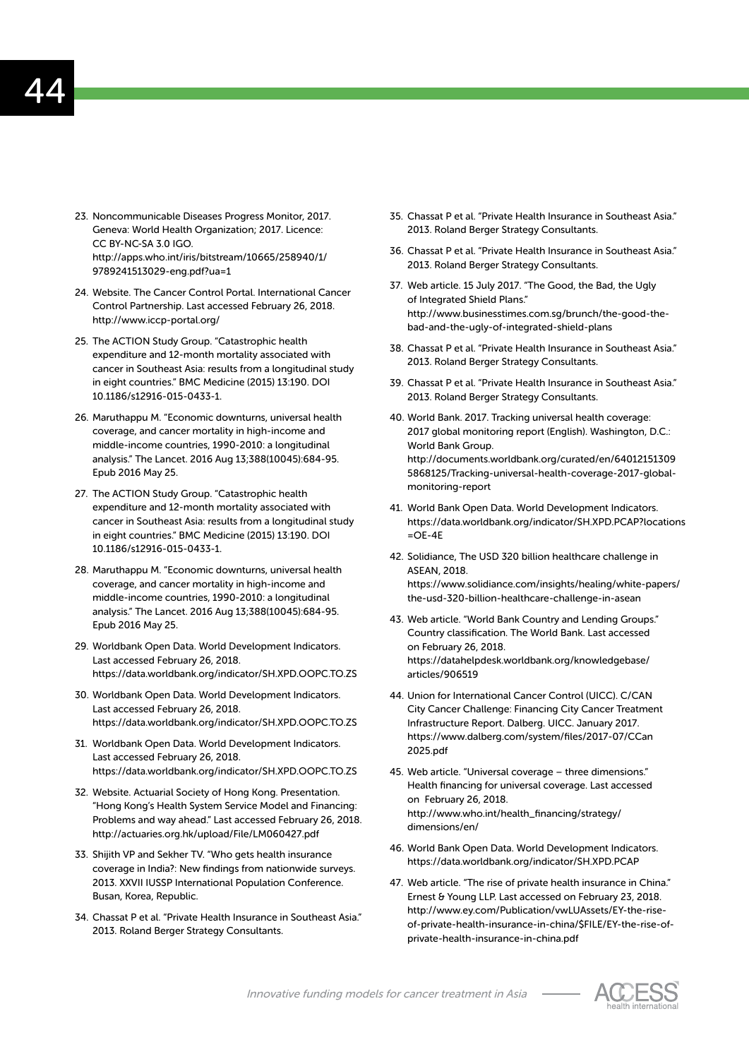23. Noncommunicable Diseases Progress Monitor, 2017. Geneva: World Health Organization; 2017. Licence: CC BY-NC-SA 3.0 IGO. http://apps.who.int/iris/bitstream/10665/258940/1/9789241513029-eng.pdf?ua=1

24. Website. The Cancer Control Portal. International Cancer Control Partnership. Last accessed February 26, 2018. http://www.iccp-portal.org/

25. The ACTION Study Group. "Catastrophic health expenditure and 12-month mortality associated with cancer in Southeast Asia: results from a longitudinal study in eight countries." BMC Medicine (2015) 13:190. DOI 10.1186/s12916-015-0433-1.

26. Maruthappu M. "Economic downturns, universal health coverage, and cancer mortality in high-income and middle-income countries, 1990-2010: a longitudinal analysis." The Lancet. 2016 Aug 13;388(10045):684-95. Epub 2016 May 25.

27. The ACTION Study Group. "Catastrophic health expenditure and 12-month mortality associated with cancer in Southeast Asia: results from a longitudinal study in eight countries." BMC Medicine (2015) 13:190. DOI 10.1186/s12916-015-0433-1.

28. Maruthappu M. "Economic downturns, universal health coverage, and cancer mortality in high-income and middle-income countries, 1990-2010: a longitudinal analysis." The Lancet. 2016 Aug 13;388(10045):684-95. Epub 2016 May 25.

29. Worldbank Open Data. World Development Indicators. Last accessed February 26, 2018. https://data.worldbank.org/indicator/SH.XPD.OOPC.TO.ZS

30. Worldbank Open Data. World Development Indicators. Last accessed February 26, 2018. https://data.worldbank.org/indicator/SH.XPD.OOPC.TO.ZS

31. Worldbank Open Data. World Development Indicators. Last accessed February 26, 2018. https://data.worldbank.org/indicator/SH.XPD.OOPC.TO.ZS

32. Website. Actuarial Society of Hong Kong. Presentation. "Hong Kong's Health System Service Model and Financing: Problems and way ahead." Last accessed February 26, 2018. http://actuaries.org.hk/upload/File/LM060427.pdf

33. Shijith VP and Sekher TV. "Who gets health insurance coverage in India?: New findings from nationwide surveys. 2013. XXVII IUSSP International Population Conference. Busan, Korea, Republic.

34. Chassat P et al. "Private Health Insurance in Southeast Asia." 2013. Roland Berger Strategy Consultants.

35. Chassat P et al. "Private Health Insurance in Southeast Asia." 2013. Roland Berger Strategy Consultants.

36. Chassat P et al. "Private Health Insurance in Southeast Asia." 2013. Roland Berger Strategy Consultants.

37. Web article. 15 July 2017. "The Good, the Bad, the Ugly of Integrated Shield Plans." http://www.businesstimes.com.sg/brunch/the-good-the-bad-and-the-ugly-of-integrated-shield-plans

38. Chassat P et al. "Private Health Insurance in Southeast Asia." 2013. Roland Berger Strategy Consultants.

39. Chassat P et al. "Private Health Insurance in Southeast Asia." 2013. Roland Berger Strategy Consultants.

40. World Bank. 2017. Tracking universal health coverage: 2017 global monitoring report (English). Washington, D.C.: World Bank Group. http://documents.worldbank.org/curated/en/640121513095868125/Tracking-universal-health-coverage-2017-global-monitoring-report

41. World Bank Open Data. World Development Indicators. https://data.worldbank.org/indicator/SH.XPD.PCAP?locations=OE-4E

42. Solidiance, The USD 320 billion healthcare challenge in ASEAN, 2018. https://www.solidiance.com/insights/healing/white-papers/the-usd-320-billion-healthcare-challenge-in-asean

43. Web article. "World Bank Country and Lending Groups." Country classification. The World Bank. Last accessed on February 26, 2018. https://datahelpdesk.worldbank.org/knowledgebase/articles/906519

44. Union for International Cancer Control (UICC). C/CAN City Cancer Challenge: Financing City Cancer Treatment Infrastructure Report. Dalberg. UICC. January 2017. https://www.dalberg.com/system/files/2017-07/CCan2025.pdf

45. Web article. "Universal coverage – three dimensions." Health financing for universal coverage. Last accessed on February 26, 2018. http://www.who.int/health_financing/strategy/dimensions/en/

46. World Bank Open Data. World Development Indicators. https://data.worldbank.org/indicator/SH.XPD.PCAP

47. Web article. "The rise of private health insurance in China." Ernest & Young LLP. Last accessed on February 23, 2018. http://www.ey.com/Publication/vwLUAssets/EY-the-rise-of-private-health-insurance-in-china/$FILE/EY-the-rise-of-private-health-insurance-in-china.pdf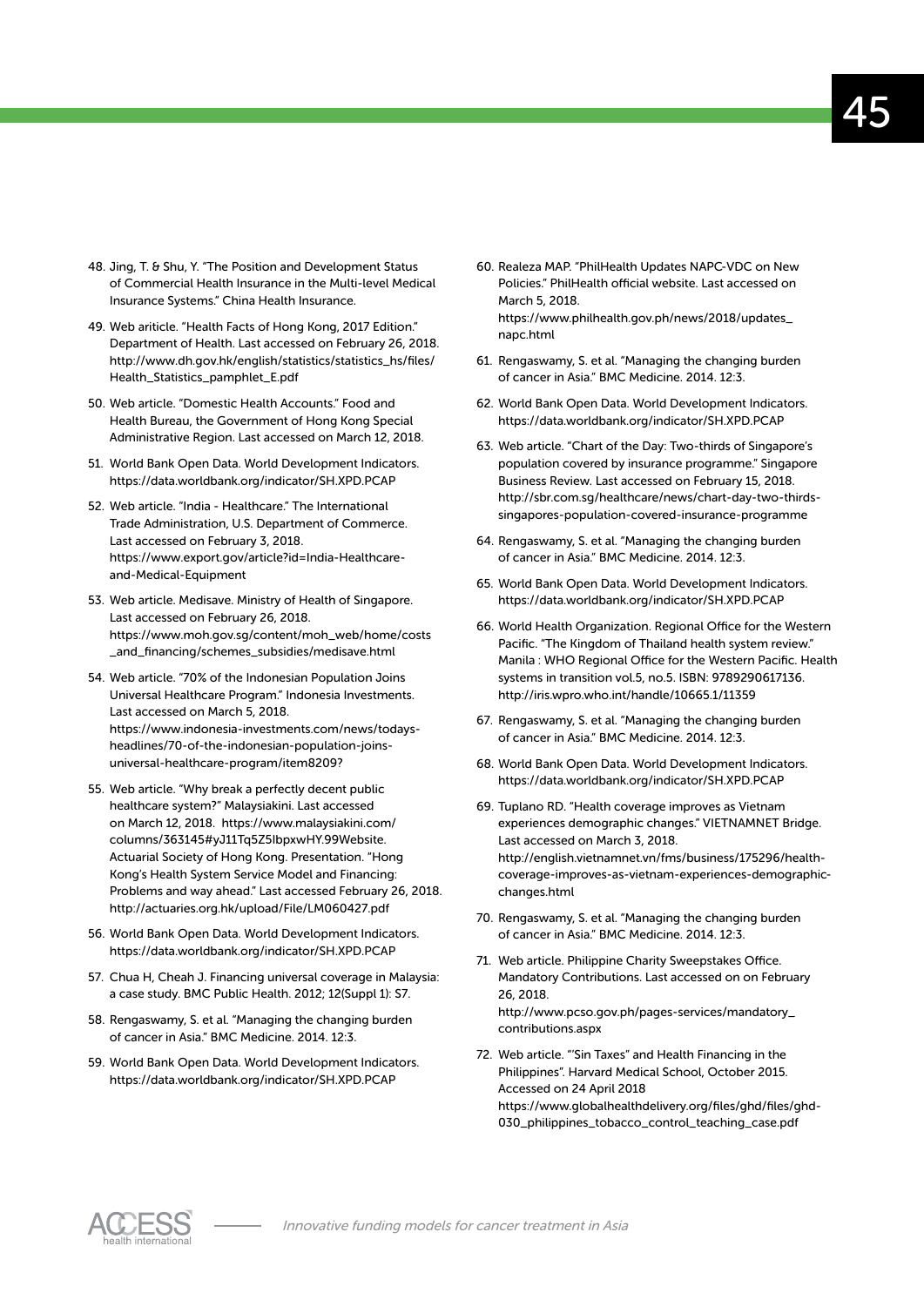48. Jing, T. & Shu, Y. "The Position and Development Status of Commercial Health Insurance in the Multi-level Medical Insurance Systems." China Health Insurance.

49. Web ariticle. "Health Facts of Hong Kong, 2017 Edition." Department of Health. Last accessed on February 26, 2018. http://www.dh.gov.hk/english/statistics/statistics_hs/files/Health_Statistics_pamphlet_E.pdf

50. Web article. "Domestic Health Accounts." Food and Health Bureau, the Government of Hong Kong Special Administrative Region. Last accessed on March 12, 2018.

51. World Bank Open Data. World Development Indicators. https://data.worldbank.org/indicator/SH.XPD.PCAP

52. Web article. "India - Healthcare." The International Trade Administration, U.S. Department of Commerce. Last accessed on February 3, 2018. https://www.export.gov/article?id=India-Healthcare-and-Medical-Equipment

53. Web article. Medisave. Ministry of Health of Singapore. Last accessed on February 26, 2018. https://www.moh.gov.sg/content/moh_web/home/costs_and_financing/schemes_subsidies/medisave.html

54. Web article. "70% of the Indonesian Population Joins Universal Healthcare Program." Indonesia Investments. Last accessed on March 5, 2018. https://www.indonesia-investments.com/news/todays-headlines/70-of-the-indonesian-population-joins-universal-healthcare-program/item8209?

55. Web article. "Why break a perfectly decent public healthcare system?" Malaysiakini. Last accessed on March 12, 2018. https://www.malaysiakini.com/columns/363145#yJ11Tq5Z5IbpxwHY.99Website. Actuarial Society of Hong Kong. Presentation. "Hong Kong's Health System Service Model and Financing: Problems and way ahead." Last accessed February 26, 2018. http://actuaries.org.hk/upload/File/LM060427.pdf

56. World Bank Open Data. World Development Indicators. https://data.worldbank.org/indicator/SH.XPD.PCAP

57. Chua H, Cheah J. Financing universal coverage in Malaysia: a case study. BMC Public Health. 2012; 12(Suppl 1): S7.

58. Rengaswamy, S. et al. "Managing the changing burden of cancer in Asia." BMC Medicine. 2014. 12:3.

59. World Bank Open Data. World Development Indicators. https://data.worldbank.org/indicator/SH.XPD.PCAP

60. Realeza MAP. "PhilHealth Updates NAPC-VDC on New Policies." PhilHealth official website. Last accessed on March 5, 2018. https://www.philhealth.gov.ph/news/2018/updates_napc.html

61. Rengaswamy, S. et al. "Managing the changing burden of cancer in Asia." BMC Medicine. 2014. 12:3.

62. World Bank Open Data. World Development Indicators. https://data.worldbank.org/indicator/SH.XPD.PCAP

63. Web article. "Chart of the Day: Two-thirds of Singapore's population covered by insurance programme." Singapore Business Review. Last accessed on February 15, 2018. http://sbr.com.sg/healthcare/news/chart-day-two-thirds-singapores-population-covered-insurance-programme

64. Rengaswamy, S. et al. "Managing the changing burden of cancer in Asia." BMC Medicine. 2014. 12:3.

65. World Bank Open Data. World Development Indicators. https://data.worldbank.org/indicator/SH.XPD.PCAP

66. World Health Organization. Regional Office for the Western Pacific. "The Kingdom of Thailand health system review." Manila : WHO Regional Office for the Western Pacific. Health systems in transition vol.5, no.5. ISBN: 9789290617136. http://iris.wpro.who.int/handle/10665.1/11359

67. Rengaswamy, S. et al. "Managing the changing burden of cancer in Asia." BMC Medicine. 2014. 12:3.

68. World Bank Open Data. World Development Indicators. https://data.worldbank.org/indicator/SH.XPD.PCAP

69. Tuplano RD. "Health coverage improves as Vietnam experiences demographic changes." VIETNAMNET Bridge. Last accessed on March 3, 2018. http://english.vietnamnet.vn/fms/business/175296/health-coverage-improves-as-vietnam-experiences-demographic-changes.html

70. Rengaswamy, S. et al. "Managing the changing burden of cancer in Asia." BMC Medicine. 2014. 12:3.

71. Web article. Philippine Charity Sweepstakes Office. Mandatory Contributions. Last accessed on on February 26, 2018. http://www.pcso.gov.ph/pages-services/mandatory_contributions.aspx

72. Web article. "'Sin Taxes" and Health Financing in the Philippines". Harvard Medical School, October 2015. Accessed on 24 April 2018 https://www.globalhealthdelivery.org/files/ghd/files/ghd-030_philippines_tobacco_control_teaching_case.pdf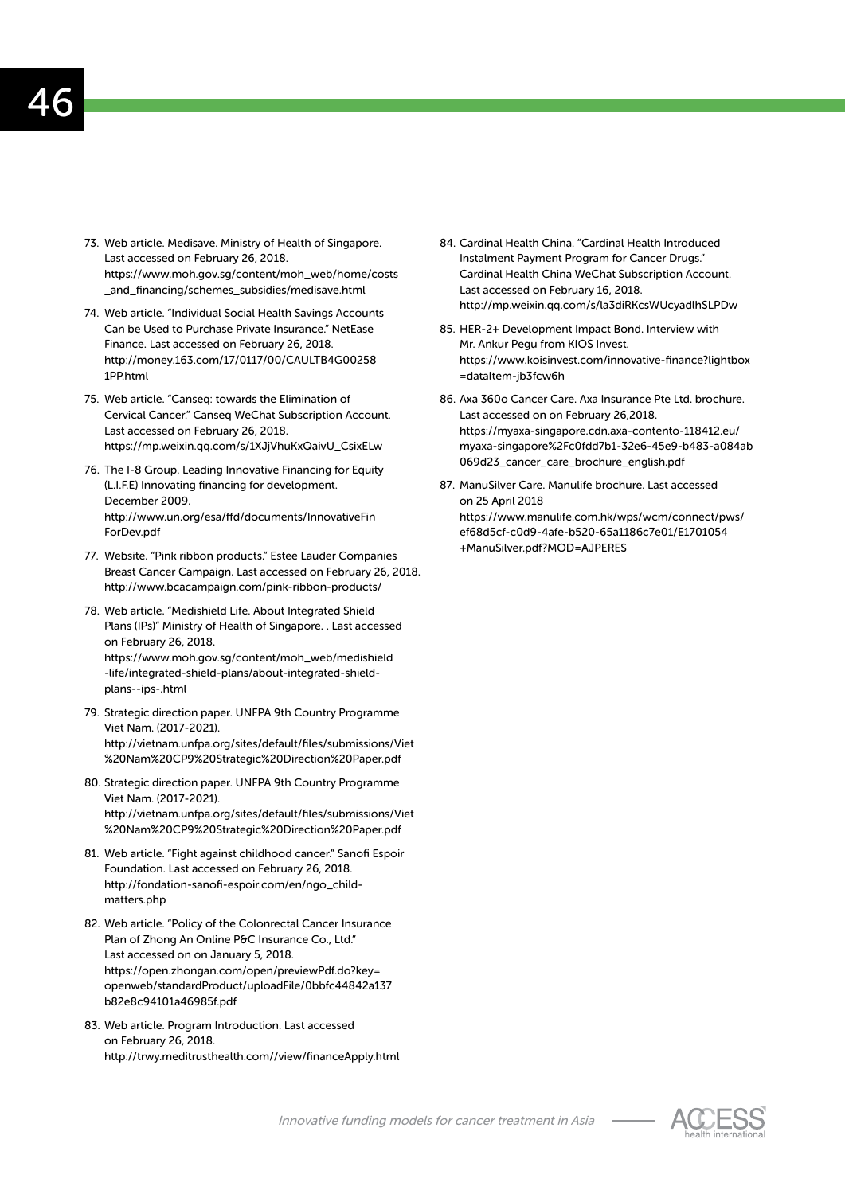73. Web article. Medisave. Ministry of Health of Singapore. Last accessed on February 26, 2018. https://www.moh.gov.sg/content/moh_web/home/costs_and_financing/schemes_subsidies/medisave.html

74. Web article. "Individual Social Health Savings Accounts Can be Used to Purchase Private Insurance." NetEase Finance. Last accessed on February 26, 2018. http://money.163.com/17/0117/00/CAULTB4G002581PP.html

75. Web article. "Canseq: towards the Elimination of Cervical Cancer." Canseq WeChat Subscription Account. Last accessed on February 26, 2018. https://mp.weixin.qq.com/s/1XJjVhuKxQaivU_CsixELw

76. The I-8 Group. Leading Innovative Financing for Equity (L.I.F.E) Innovating financing for development. December 2009. http://www.un.org/esa/ffd/documents/InnovativeFinForDev.pdf

77. Website. "Pink ribbon products." Estee Lauder Companies Breast Cancer Campaign. Last accessed on February 26, 2018. http://www.bcacampaign.com/pink-ribbon-products/

78. Web article. "Medishield Life. About Integrated Shield Plans (IPs)" Ministry of Health of Singapore. . Last accessed on February 26, 2018. https://www.moh.gov.sg/content/moh_web/medishield-life/integrated-shield-plans/about-integrated-shield-plans--ips-.html

79. Strategic direction paper. UNFPA 9th Country Programme Viet Nam. (2017-2021). http://vietnam.unfpa.org/sites/default/files/submissions/Viet%20Nam%20CP9%20Strategic%20Direction%20Paper.pdf

80. Strategic direction paper. UNFPA 9th Country Programme Viet Nam. (2017-2021). http://vietnam.unfpa.org/sites/default/files/submissions/Viet%20Nam%20CP9%20Strategic%20Direction%20Paper.pdf

81. Web article. "Fight against childhood cancer." Sanofi Espoir Foundation. Last accessed on February 26, 2018. http://fondation-sanofi-espoir.com/en/ngo_child-matters.php

82. Web article. "Policy of the Colonrectal Cancer Insurance Plan of Zhong An Online P&C Insurance Co., Ltd." Last accessed on on January 5, 2018. https://open.zhongan.com/open/previewPdf.do?key=openweb/standardProduct/uploadFile/0bbfc44842a137b82e8c94101a46985f.pdf

83. Web article. Program Introduction. Last accessed on February 26, 2018. http://trwy.meditrusthealth.com//view/financeApply.html

84. Cardinal Health China. "Cardinal Health Introduced Instalment Payment Program for Cancer Drugs." Cardinal Health China WeChat Subscription Account. Last accessed on February 16, 2018. http://mp.weixin.qq.com/s/la3diRKcsWUcyadlhSLPDw

85. HER-2+ Development Impact Bond. Interview with Mr. Ankur Pegu from KIOS Invest. https://www.koisinvest.com/innovative-finance?lightbox=dataItem-jb3fcw6h

86. Axa 360o Cancer Care. Axa Insurance Pte Ltd. brochure. Last accessed on on February 26,2018. https://myaxa-singapore.cdn.axa-contento-118412.eu/myaxa-singapore%2Fc0fdd7b1-32e6-45e9-b483-a084ab069d23_cancer_care_brochure_english.pdf

87. ManuSilver Care. Manulife brochure. Last accessed on 25 April 2018 https://www.manulife.com.hk/wps/wcm/connect/pws/ef68d5cf-c0d9-4afe-b520-65a1186c7e01/E1701054+ManuSilver.pdf?MOD=AJPERES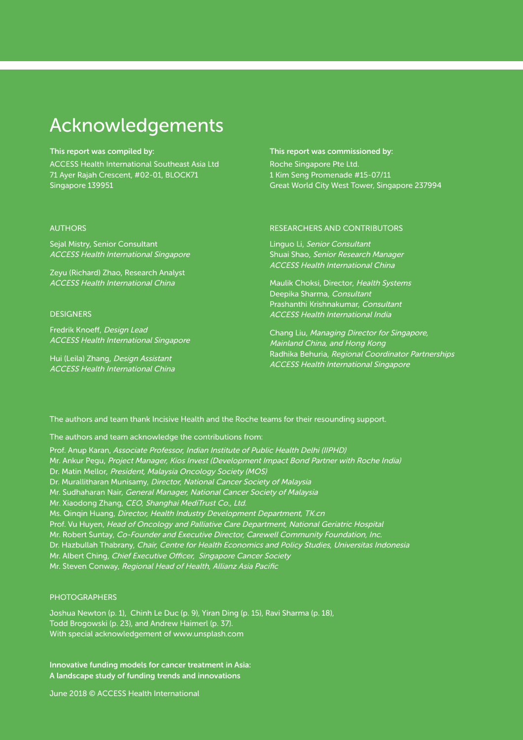# Acknowledgements

**This report was compiled by:**

ACCESS Health International Southeast Asia Ltd
71 Ayer Rajah Crescent, #02-01, BLOCK71
Singapore 139951

**This report was commissioned by:**

Roche Singapore Pte Ltd.
1 Kim Seng Promenade #15-07/11
Great World City West Tower, Singapore 237994

AUTHORS

Sejal Mistry, Senior Consultant
*ACCESS Health International Singapore*

Zeyu (Richard) Zhao, Research Analyst
*ACCESS Health International China*

DESIGNERS

Fredrik Knoeff, *Design Lead*
*ACCESS Health International Singapore*

Hui (Leila) Zhang, *Design Assistant*
*ACCESS Health International China*

RESEARCHERS AND CONTRIBUTORS

Linguo Li, *Senior Consultant*
Shuai Shao, *Senior Research Manager*
*ACCESS Health International China*

Maulik Choksi, Director, *Health Systems*
Deepika Sharma, *Consultant*
Prashanthi Krishnakumar, *Consultant*
*ACCESS Health International India*

Chang Liu, *Managing Director for Singapore, Mainland China, and Hong Kong*
Radhika Behuria, *Regional Coordinator Partnerships*
*ACCESS Health International Singapore*

The authors and team thank Incisive Health and the Roche teams for their resounding support.

The authors and team acknowledge the contributions from:

Prof. Anup Karan, *Associate Professor, Indian Institute of Public Health Delhi (IIPHD)*
Mr. Ankur Pegu, *Project Manager, Kios Invest (Development Impact Bond Partner with Roche India)*
Dr. Matin Mellor, *President, Malaysia Oncology Society (MOS)*
Dr. Murallitharan Munisamy, *Director, National Cancer Society of Malaysia*
Mr. Sudhaharan Nair, *General Manager, National Cancer Society of Malaysia*
Mr. Xiaodong Zhang, *CEO, Shanghai MediTrust Co., Ltd.*
Ms. Qinqin Huang, *Director, Health Industry Development Department, TK.cn*
Prof. Vu Huyen, *Head of Oncology and Palliative Care Department, National Geriatric Hospital*
Mr. Robert Suntay, *Co-Founder and Executive Director, Carewell Community Foundation, Inc.*
Dr. Hazbullah Thabrany, *Chair, Centre for Health Economics and Policy Studies, Universitas Indonesia*
Mr. Albert Ching, *Chief Executive Officer, Singapore Cancer Society*
Mr. Steven Conway, *Regional Head of Health, Allianz Asia Pacific*

PHOTOGRAPHERS

Joshua Newton (p. 1), Chinh Le Duc (p. 9), Yiran Ding (p. 15), Ravi Sharma (p. 18),
Todd Brogowski (p. 23), and Andrew Haimerl (p. 37).
With special acknowledgement of www.unsplash.com

**Innovative funding models for cancer treatment in Asia:
A landscape study of funding trends and innovations**

June 2018 © ACCESS Health International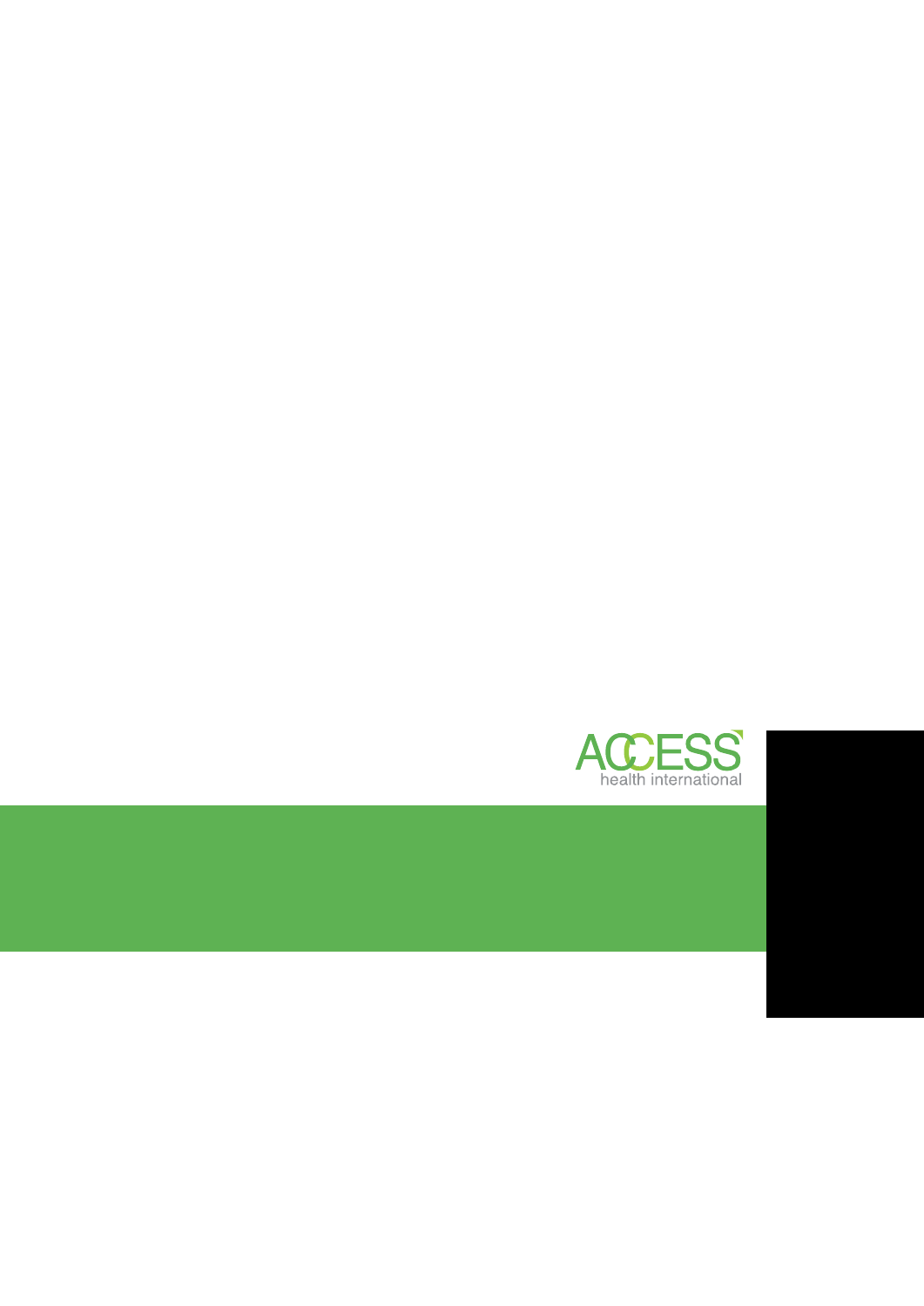ACCESS

health international